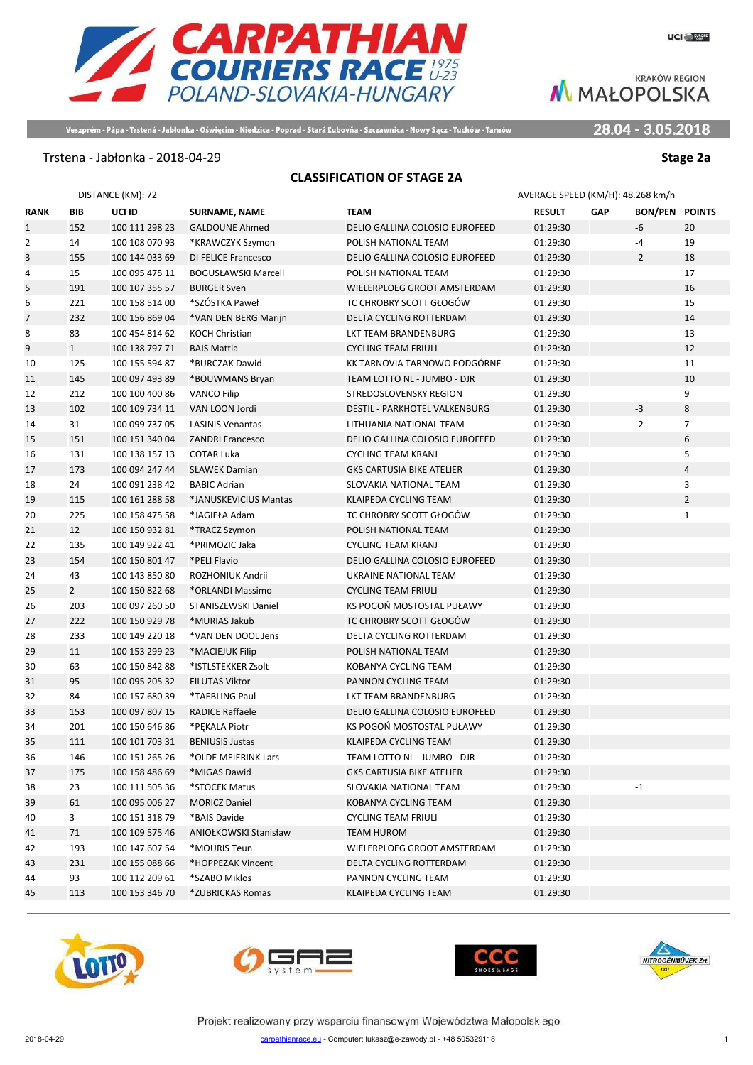# CARPATHIAN COURIERS RACE 1975 U-23

POLAND-SLOVAKIA-HUNGARY

KRAKÓW REGION MAŁOPOLSKA

Veszprém - Pápa - Trstená - Jabłonka - Oświęcim - Niedzica - Poprad - Stará Ľubovňa - Szczawnica - Nowy Sącz - Tuchów - Tarnów

**28.04 - 3.05.2018**

Trstena - Jabłonka - 2018-04-29

**Stage 2a**

## CLASSIFICATION OF STAGE 2A

DISTANCE (KM): 72

AVERAGE SPEED (KM/H): 48.268 km/h

| RANK | BIB | UCI ID | SURNAME, NAME | TEAM | RESULT | GAP | BON/PEN | POINTS |
|---|---|---|---|---|---|---|---|---|
| 1 | 152 | 100 111 298 23 | GALDOUNE Ahmed | DELIO GALLINA COLOSIO EUROFEED | 01:29:30 | | -6 | 20 |
| 2 | 14 | 100 108 070 93 | *KRAWCZYK Szymon | POLISH NATIONAL TEAM | 01:29:30 | | -4 | 19 |
| 3 | 155 | 100 144 033 69 | DI FELICE Francesco | DELIO GALLINA COLOSIO EUROFEED | 01:29:30 | | -2 | 18 |
| 4 | 15 | 100 095 475 11 | BOGUSŁAWSKI Marceli | POLISH NATIONAL TEAM | 01:29:30 | | | 17 |
| 5 | 191 | 100 107 355 57 | BURGER Sven | WIELERPLOEG GROOT AMSTERDAM | 01:29:30 | | | 16 |
| 6 | 221 | 100 158 514 00 | *SZÓSTKA Paweł | TC CHROBRY SCOTT GŁOGÓW | 01:29:30 | | | 15 |
| 7 | 232 | 100 156 869 04 | *VAN DEN BERG Marijn | DELTA CYCLING ROTTERDAM | 01:29:30 | | | 14 |
| 8 | 83 | 100 454 814 62 | KOCH Christian | LKT TEAM BRANDENBURG | 01:29:30 | | | 13 |
| 9 | 1 | 100 138 797 71 | BAIS Mattia | CYCLING TEAM FRIULI | 01:29:30 | | | 12 |
| 10 | 125 | 100 155 594 87 | *BURCZAK Dawid | KK TARNOVIA TARNOWO PODGÓRNE | 01:29:30 | | | 11 |
| 11 | 145 | 100 097 493 89 | *BOUWMANS Bryan | TEAM LOTTO NL - JUMBO - DJR | 01:29:30 | | | 10 |
| 12 | 212 | 100 100 400 86 | VANCO Filip | STREDOSLOVENSKY REGION | 01:29:30 | | | 9 |
| 13 | 102 | 100 109 734 11 | VAN LOON Jordi | DESTIL - PARKHOTEL VALKENBURG | 01:29:30 | | -3 | 8 |
| 14 | 31 | 100 099 737 05 | LASINIS Venantas | LITHUANIA NATIONAL TEAM | 01:29:30 | | -2 | 7 |
| 15 | 151 | 100 151 340 04 | ZANDRI Francesco | DELIO GALLINA COLOSIO EUROFEED | 01:29:30 | | | 6 |
| 16 | 131 | 100 138 157 13 | COTAR Luka | CYCLING TEAM KRANJ | 01:29:30 | | | 5 |
| 17 | 173 | 100 094 247 44 | SŁAWEK Damian | GKS CARTUSIA BIKE ATELIER | 01:29:30 | | | 4 |
| 18 | 24 | 100 091 238 42 | BABIC Adrian | SLOVAKIA NATIONAL TEAM | 01:29:30 | | | 3 |
| 19 | 115 | 100 161 288 58 | *JANUSKEVICIUS Mantas | KLAIPEDA CYCLING TEAM | 01:29:30 | | | 2 |
| 20 | 225 | 100 158 475 58 | *JAGIEŁA Adam | TC CHROBRY SCOTT GŁOGÓW | 01:29:30 | | | 1 |
| 21 | 12 | 100 150 932 81 | *TRACZ Szymon | POLISH NATIONAL TEAM | 01:29:30 | | | |
| 22 | 135 | 100 149 922 41 | *PRIMOZIC Jaka | CYCLING TEAM KRANJ | 01:29:30 | | | |
| 23 | 154 | 100 150 801 47 | *PELI Flavio | DELIO GALLINA COLOSIO EUROFEED | 01:29:30 | | | |
| 24 | 43 | 100 143 850 80 | ROZHONIUK Andrii | UKRAINE NATIONAL TEAM | 01:29:30 | | | |
| 25 | 2 | 100 150 822 68 | *ORLANDI Massimo | CYCLING TEAM FRIULI | 01:29:30 | | | |
| 26 | 203 | 100 097 260 50 | STANISZEWSKI Daniel | KS POGOŃ MOSTOSTAL PUŁAWY | 01:29:30 | | | |
| 27 | 222 | 100 150 929 78 | *MURIAS Jakub | TC CHROBRY SCOTT GŁOGÓW | 01:29:30 | | | |
| 28 | 233 | 100 149 220 18 | *VAN DEN DOOL Jens | DELTA CYCLING ROTTERDAM | 01:29:30 | | | |
| 29 | 11 | 100 153 299 23 | *MACIEJUK Filip | POLISH NATIONAL TEAM | 01:29:30 | | | |
| 30 | 63 | 100 150 842 88 | *ISTLSTEKKER Zsolt | KOBANYA CYCLING TEAM | 01:29:30 | | | |
| 31 | 95 | 100 095 205 32 | FILUTAS Viktor | PANNON CYCLING TEAM | 01:29:30 | | | |
| 32 | 84 | 100 157 680 39 | *TAEBLING Paul | LKT TEAM BRANDENBURG | 01:29:30 | | | |
| 33 | 153 | 100 097 807 15 | RADICE Raffaele | DELIO GALLINA COLOSIO EUROFEED | 01:29:30 | | | |
| 34 | 201 | 100 150 646 86 | *PĘKALA Piotr | KS POGOŃ MOSTOSTAL PUŁAWY | 01:29:30 | | | |
| 35 | 111 | 100 101 703 31 | BENIUSIS Justas | KLAIPEDA CYCLING TEAM | 01:29:30 | | | |
| 36 | 146 | 100 151 265 26 | *OLDE MEIERINK Lars | TEAM LOTTO NL - JUMBO - DJR | 01:29:30 | | | |
| 37 | 175 | 100 158 486 69 | *MIGAS Dawid | GKS CARTUSIA BIKE ATELIER | 01:29:30 | | | |
| 38 | 23 | 100 111 505 36 | *STOCEK Matus | SLOVAKIA NATIONAL TEAM | 01:29:30 | | -1 | |
| 39 | 61 | 100 095 006 27 | MORICZ Daniel | KOBANYA CYCLING TEAM | 01:29:30 | | | |
| 40 | 3 | 100 151 318 79 | *BAIS Davide | CYCLING TEAM FRIULI | 01:29:30 | | | |
| 41 | 71 | 100 109 575 46 | ANIOŁKOWSKI Stanisław | TEAM HUROM | 01:29:30 | | | |
| 42 | 193 | 100 147 607 54 | *MOURIS Teun | WIELERPLOEG GROOT AMSTERDAM | 01:29:30 | | | |
| 43 | 231 | 100 155 088 66 | *HOPPEZAK Vincent | DELTA CYCLING ROTTERDAM | 01:29:30 | | | |
| 44 | 93 | 100 112 209 61 | *SZABO Miklos | PANNON CYCLING TEAM | 01:29:30 | | | |
| 45 | 113 | 100 153 346 70 | *ZUBRICKAS Romas | KLAIPEDA CYCLING TEAM | 01:29:30 | | | |

Projekt realizowany przy wsparciu finansowym Województwa Małopolskiego

2018-04-29 carpathianrace.eu - Computer: lukasz@e-zawody.pl - +48 505329118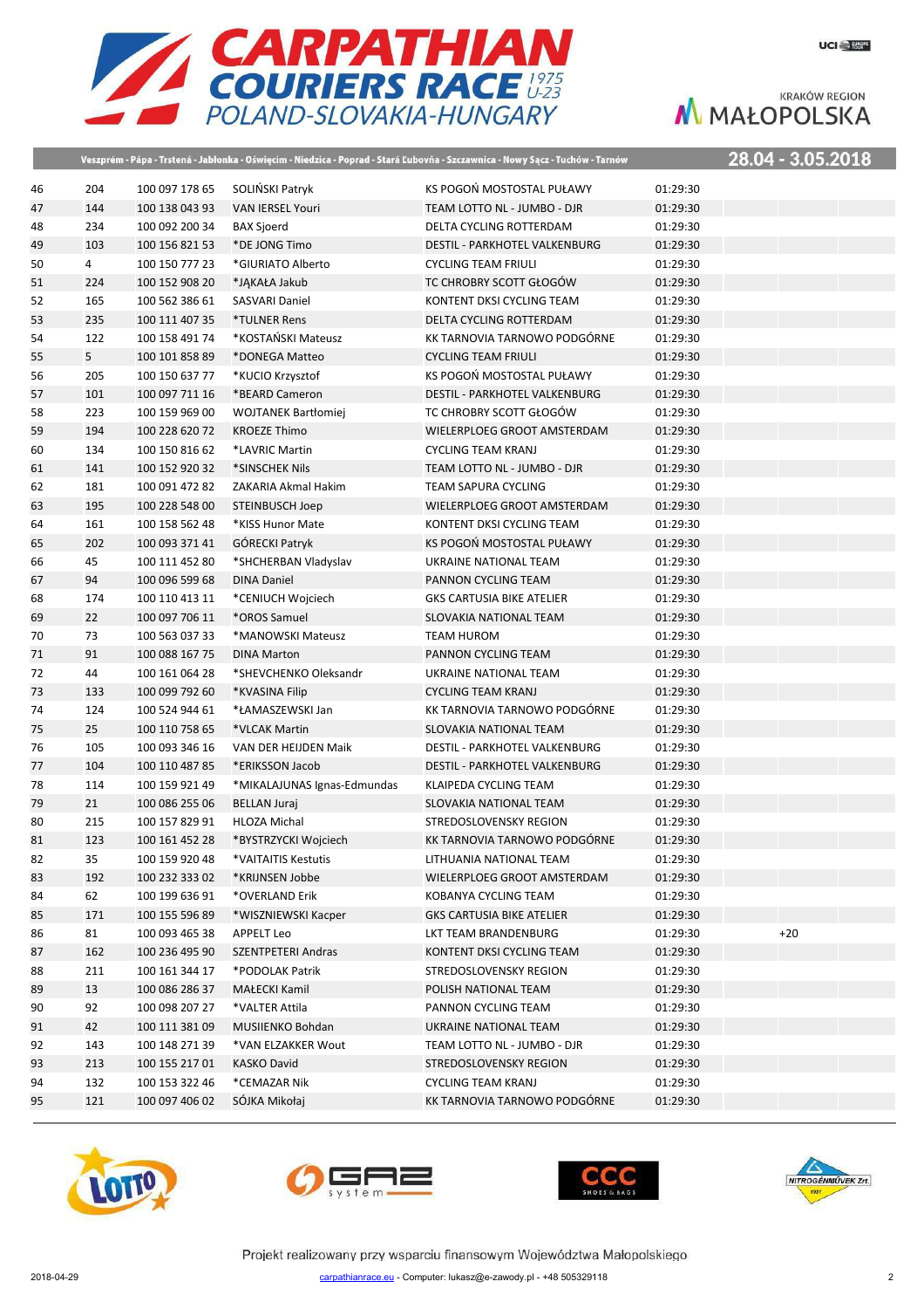# CARPATHIAN COURIERS RACE 1975 U-23

POLAND-SLOVAKIA-HUNGARY

Veszprém - Pápa - Trstená - Jabłonka - Oświęcim - Niedzica - Poprad - Stará Ľubovňa - Szczawnica - Nowy Sącz - Tuchów - Tarnów

28.04 - 3.05.2018

| | | | | | | |
|---|---|---|---|---|---|---|
| 46 | 204 | 100 097 178 65 | SOLIŃSKI Patryk | KS POGOŃ MOSTOSTAL PUŁAWY | 01:29:30 | |
| 47 | 144 | 100 138 043 93 | VAN IERSEL Youri | TEAM LOTTO NL - JUMBO - DJR | 01:29:30 | |
| 48 | 234 | 100 092 200 34 | BAX Sjoerd | DELTA CYCLING ROTTERDAM | 01:29:30 | |
| 49 | 103 | 100 156 821 53 | *DE JONG Timo | DESTIL - PARKHOTEL VALKENBURG | 01:29:30 | |
| 50 | 4 | 100 150 777 23 | *GIURIATO Alberto | CYCLING TEAM FRIULI | 01:29:30 | |
| 51 | 224 | 100 152 908 20 | *JĄKAŁA Jakub | TC CHROBRY SCOTT GŁOGÓW | 01:29:30 | |
| 52 | 165 | 100 562 386 61 | SASVARI Daniel | KONTENT DKSI CYCLING TEAM | 01:29:30 | |
| 53 | 235 | 100 111 407 35 | *TULNER Rens | DELTA CYCLING ROTTERDAM | 01:29:30 | |
| 54 | 122 | 100 158 491 74 | *KOSTAŃSKI Mateusz | KK TARNOVIA TARNOWO PODGÓRNE | 01:29:30 | |
| 55 | 5 | 100 101 858 89 | *DONEGA Matteo | CYCLING TEAM FRIULI | 01:29:30 | |
| 56 | 205 | 100 150 637 77 | *KUCIO Krzysztof | KS POGOŃ MOSTOSTAL PUŁAWY | 01:29:30 | |
| 57 | 101 | 100 097 711 16 | *BEARD Cameron | DESTIL - PARKHOTEL VALKENBURG | 01:29:30 | |
| 58 | 223 | 100 159 969 00 | WOJTANEK Bartłomiej | TC CHROBRY SCOTT GŁOGÓW | 01:29:30 | |
| 59 | 194 | 100 228 620 72 | KROEZE Thimo | WIELERPLOEG GROOT AMSTERDAM | 01:29:30 | |
| 60 | 134 | 100 150 816 62 | *LAVRIC Martin | CYCLING TEAM KRANJ | 01:29:30 | |
| 61 | 141 | 100 152 920 32 | *SINSCHEK Nils | TEAM LOTTO NL - JUMBO - DJR | 01:29:30 | |
| 62 | 181 | 100 091 472 82 | ZAKARIA Akmal Hakim | TEAM SAPURA CYCLING | 01:29:30 | |
| 63 | 195 | 100 228 548 00 | STEINBUSCH Joep | WIELERPLOEG GROOT AMSTERDAM | 01:29:30 | |
| 64 | 161 | 100 158 562 48 | *KISS Hunor Mate | KONTENT DKSI CYCLING TEAM | 01:29:30 | |
| 65 | 202 | 100 093 371 41 | GÓRECKI Patryk | KS POGOŃ MOSTOSTAL PUŁAWY | 01:29:30 | |
| 66 | 45 | 100 111 452 80 | *SHCHERBAN Vladyslav | UKRAINE NATIONAL TEAM | 01:29:30 | |
| 67 | 94 | 100 096 599 68 | DINA Daniel | PANNON CYCLING TEAM | 01:29:30 | |
| 68 | 174 | 100 110 413 11 | *CENIUCH Wojciech | GKS CARTUSIA BIKE ATELIER | 01:29:30 | |
| 69 | 22 | 100 097 706 11 | *OROS Samuel | SLOVAKIA NATIONAL TEAM | 01:29:30 | |
| 70 | 73 | 100 563 037 33 | *MANOWSKI Mateusz | TEAM HUROM | 01:29:30 | |
| 71 | 91 | 100 088 167 75 | DINA Marton | PANNON CYCLING TEAM | 01:29:30 | |
| 72 | 44 | 100 161 064 28 | *SHEVCHENKO Oleksandr | UKRAINE NATIONAL TEAM | 01:29:30 | |
| 73 | 133 | 100 099 792 60 | *KVASINA Filip | CYCLING TEAM KRANJ | 01:29:30 | |
| 74 | 124 | 100 524 944 61 | *ŁAMASZEWSKI Jan | KK TARNOVIA TARNOWO PODGÓRNE | 01:29:30 | |
| 75 | 25 | 100 110 758 65 | *VLCAK Martin | SLOVAKIA NATIONAL TEAM | 01:29:30 | |
| 76 | 105 | 100 093 346 16 | VAN DER HEIJDEN Maik | DESTIL - PARKHOTEL VALKENBURG | 01:29:30 | |
| 77 | 104 | 100 110 487 85 | *ERIKSSON Jacob | DESTIL - PARKHOTEL VALKENBURG | 01:29:30 | |
| 78 | 114 | 100 159 921 49 | *MIKALAJUNAS Ignas-Edmundas | KLAIPEDA CYCLING TEAM | 01:29:30 | |
| 79 | 21 | 100 086 255 06 | BELLAN Juraj | SLOVAKIA NATIONAL TEAM | 01:29:30 | |
| 80 | 215 | 100 157 829 91 | HLOZA Michal | STREDOSLOVENSKY REGION | 01:29:30 | |
| 81 | 123 | 100 161 452 28 | *BYSTRZYCKI Wojciech | KK TARNOVIA TARNOWO PODGÓRNE | 01:29:30 | |
| 82 | 35 | 100 159 920 48 | *VAITAITIS Kestutis | LITHUANIA NATIONAL TEAM | 01:29:30 | |
| 83 | 192 | 100 232 333 02 | *KRIJNSEN Jobbe | WIELERPLOEG GROOT AMSTERDAM | 01:29:30 | |
| 84 | 62 | 100 199 636 91 | *OVERLAND Erik | KOBANYA CYCLING TEAM | 01:29:30 | |
| 85 | 171 | 100 155 596 89 | *WISZNIEWSKI Kacper | GKS CARTUSIA BIKE ATELIER | 01:29:30 | |
| 86 | 81 | 100 093 465 38 | APPELT Leo | LKT TEAM BRANDENBURG | 01:29:30 | +20 |
| 87 | 162 | 100 236 495 90 | SZENTPETERI Andras | KONTENT DKSI CYCLING TEAM | 01:29:30 | |
| 88 | 211 | 100 161 344 17 | *PODOLAK Patrik | STREDOSLOVENSKY REGION | 01:29:30 | |
| 89 | 13 | 100 086 286 37 | MAŁECKI Kamil | POLISH NATIONAL TEAM | 01:29:30 | |
| 90 | 92 | 100 098 207 27 | *VALTER Attila | PANNON CYCLING TEAM | 01:29:30 | |
| 91 | 42 | 100 111 381 09 | MUSIIENKO Bohdan | UKRAINE NATIONAL TEAM | 01:29:30 | |
| 92 | 143 | 100 148 271 39 | *VAN ELZAKKER Wout | TEAM LOTTO NL - JUMBO - DJR | 01:29:30 | |
| 93 | 213 | 100 155 217 01 | KASKO David | STREDOSLOVENSKY REGION | 01:29:30 | |
| 94 | 132 | 100 153 322 46 | *CEMAZAR Nik | CYCLING TEAM KRANJ | 01:29:30 | |
| 95 | 121 | 100 097 406 02 | SÓJKA Mikołaj | KK TARNOVIA TARNOWO PODGÓRNE | 01:29:30 | |

Projekt realizowany przy wsparciu finansowym Województwa Małopolskiego

2018-04-29 carpathianrace.eu - Computer: lukasz@e-zawody.pl - +48 505329118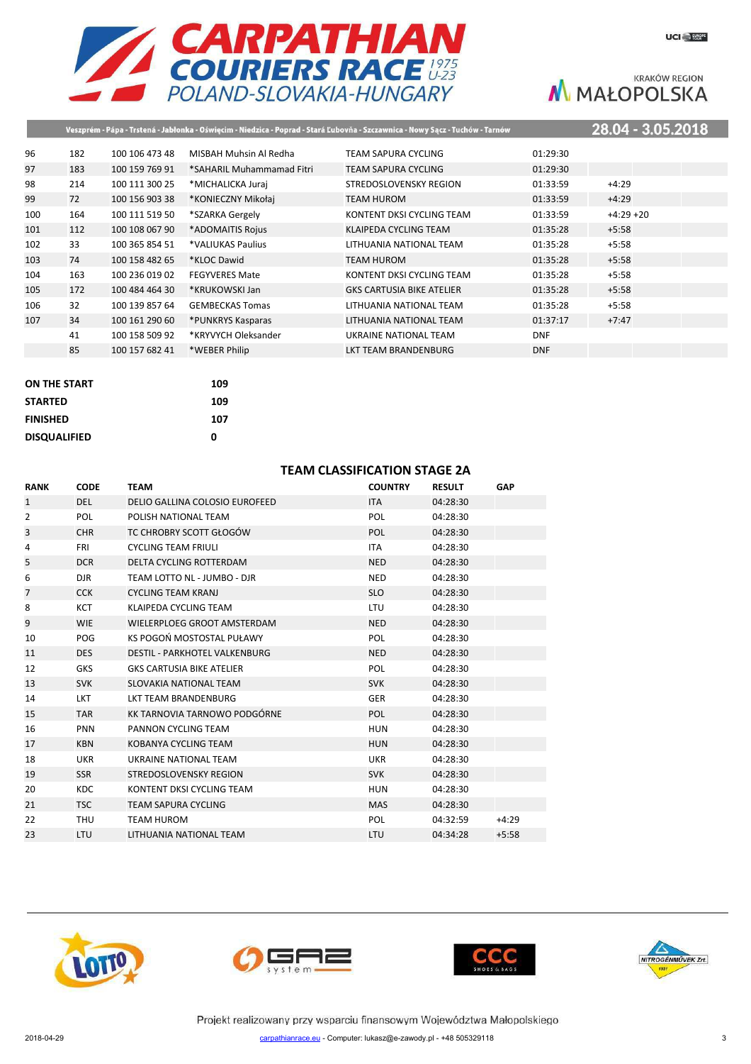| | | | | | | |
|---|---|---|---|---|---|---|
| 96 | 182 | 100 106 473 48 | MISBAH Muhsin Al Redha | TEAM SAPURA CYCLING | 01:29:30 | |
| 97 | 183 | 100 159 769 91 | *SAHARIL Muhammamad Fitri | TEAM SAPURA CYCLING | 01:29:30 | |
| 98 | 214 | 100 111 300 25 | *MICHALICKA Juraj | STREDOSLOVENSKY REGION | 01:33:59 | +4:29 |
| 99 | 72 | 100 156 903 38 | *KONIECZNY Mikołaj | TEAM HUROM | 01:33:59 | +4:29 |
| 100 | 164 | 100 111 519 50 | *SZARKA Gergely | KONTENT DKSI CYCLING TEAM | 01:33:59 | +4:29 +20 |
| 101 | 112 | 100 108 067 90 | *ADOMAITIS Rojus | KLAIPEDA CYCLING TEAM | 01:35:28 | +5:58 |
| 102 | 33 | 100 365 854 51 | *VALIUKAS Paulius | LITHUANIA NATIONAL TEAM | 01:35:28 | +5:58 |
| 103 | 74 | 100 158 482 65 | *KLOC Dawid | TEAM HUROM | 01:35:28 | +5:58 |
| 104 | 163 | 100 236 019 02 | FEGYVERES Mate | KONTENT DKSI CYCLING TEAM | 01:35:28 | +5:58 |
| 105 | 172 | 100 484 464 30 | *KRUKOWSKI Jan | GKS CARTUSIA BIKE ATELIER | 01:35:28 | +5:58 |
| 106 | 32 | 100 139 857 64 | GEMBECKAS Tomas | LITHUANIA NATIONAL TEAM | 01:35:28 | +5:58 |
| 107 | 34 | 100 161 290 60 | *PUNKRYS Kasparas | LITHUANIA NATIONAL TEAM | 01:37:17 | +7:47 |
| | 41 | 100 158 509 92 | *KRYVYCH Oleksander | UKRAINE NATIONAL TEAM | DNF | |
| | 85 | 100 157 682 41 | *WEBER Philip | LKT TEAM BRANDENBURG | DNF | |

| | |
|---|---|
| **ON THE START** | **109** |
| **STARTED** | **109** |
| **FINISHED** | **107** |
| **DISQUALIFIED** | **0** |

## TEAM CLASSIFICATION STAGE 2A

| RANK | CODE | TEAM | COUNTRY | RESULT | GAP |
|---|---|---|---|---|---|
| 1 | DEL | DELIO GALLINA COLOSIO EUROFEED | ITA | 04:28:30 | |
| 2 | POL | POLISH NATIONAL TEAM | POL | 04:28:30 | |
| 3 | CHR | TC CHROBRY SCOTT GŁOGÓW | POL | 04:28:30 | |
| 4 | FRI | CYCLING TEAM FRIULI | ITA | 04:28:30 | |
| 5 | DCR | DELTA CYCLING ROTTERDAM | NED | 04:28:30 | |
| 6 | DJR | TEAM LOTTO NL - JUMBO - DJR | NED | 04:28:30 | |
| 7 | CCK | CYCLING TEAM KRANJ | SLO | 04:28:30 | |
| 8 | KCT | KLAIPEDA CYCLING TEAM | LTU | 04:28:30 | |
| 9 | WIE | WIELERPLOEG GROOT AMSTERDAM | NED | 04:28:30 | |
| 10 | POG | KS POGOŃ MOSTOSTAL PUŁAWY | POL | 04:28:30 | |
| 11 | DES | DESTIL - PARKHOTEL VALKENBURG | NED | 04:28:30 | |
| 12 | GKS | GKS CARTUSIA BIKE ATELIER | POL | 04:28:30 | |
| 13 | SVK | SLOVAKIA NATIONAL TEAM | SVK | 04:28:30 | |
| 14 | LKT | LKT TEAM BRANDENBURG | GER | 04:28:30 | |
| 15 | TAR | KK TARNOVIA TARNOWO PODGÓRNE | POL | 04:28:30 | |
| 16 | PNN | PANNON CYCLING TEAM | HUN | 04:28:30 | |
| 17 | KBN | KOBANYA CYCLING TEAM | HUN | 04:28:30 | |
| 18 | UKR | UKRAINE NATIONAL TEAM | UKR | 04:28:30 | |
| 19 | SSR | STREDOSLOVENSKY REGION | SVK | 04:28:30 | |
| 20 | KDC | KONTENT DKSI CYCLING TEAM | HUN | 04:28:30 | |
| 21 | TSC | TEAM SAPURA CYCLING | MAS | 04:28:30 | |
| 22 | THU | TEAM HUROM | POL | 04:32:59 | +4:29 |
| 23 | LTU | LITHUANIA NATIONAL TEAM | LTU | 04:34:28 | +5:58 |

Projekt realizowany przy wsparciu finansowym Województwa Małopolskiego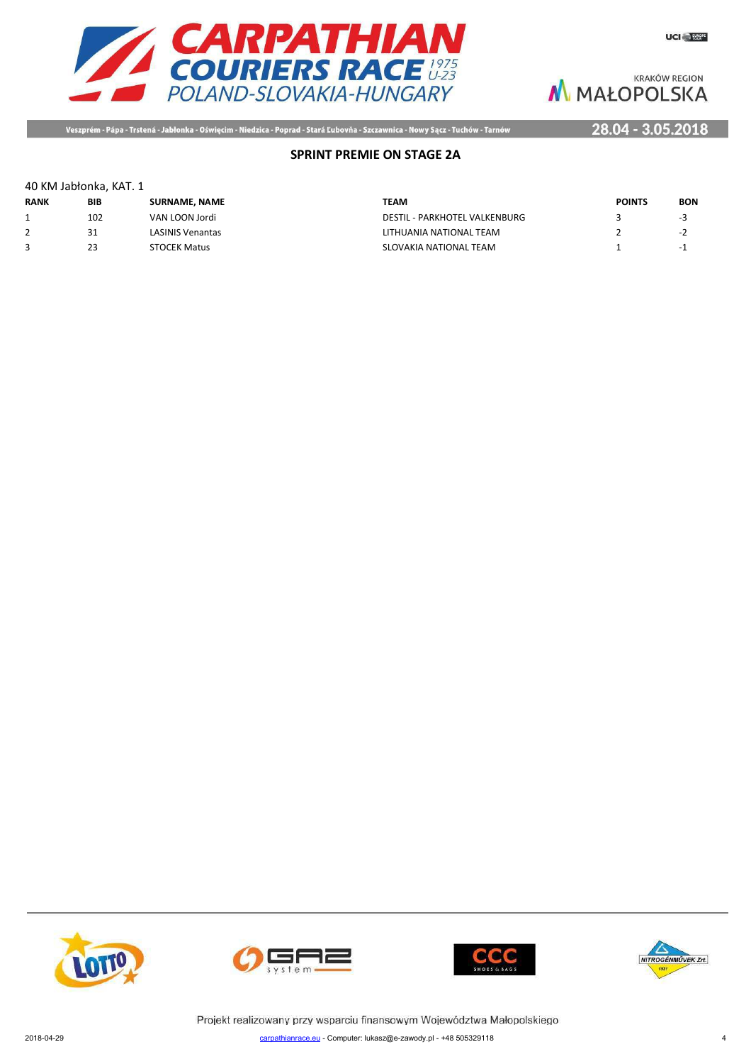## SPRINT PREMIE ON STAGE 2A

40 KM Jabłonka, KAT. 1

| RANK | BIB | SURNAME, NAME | TEAM | POINTS | BON |
|---|---|---|---|---|---|
| 1 | 102 | VAN LOON Jordi | DESTIL - PARKHOTEL VALKENBURG | 3 | -3 |
| 2 | 31 | LASINIS Venantas | LITHUANIA NATIONAL TEAM | 2 | -2 |
| 3 | 23 | STOCEK Matus | SLOVAKIA NATIONAL TEAM | 1 | -1 |

Projekt realizowany przy wsparciu finansowym Województwa Małopolskiego

2018-04-29 carpathianrace.eu - Computer: lukasz@e-zawody.pl - +48 505329118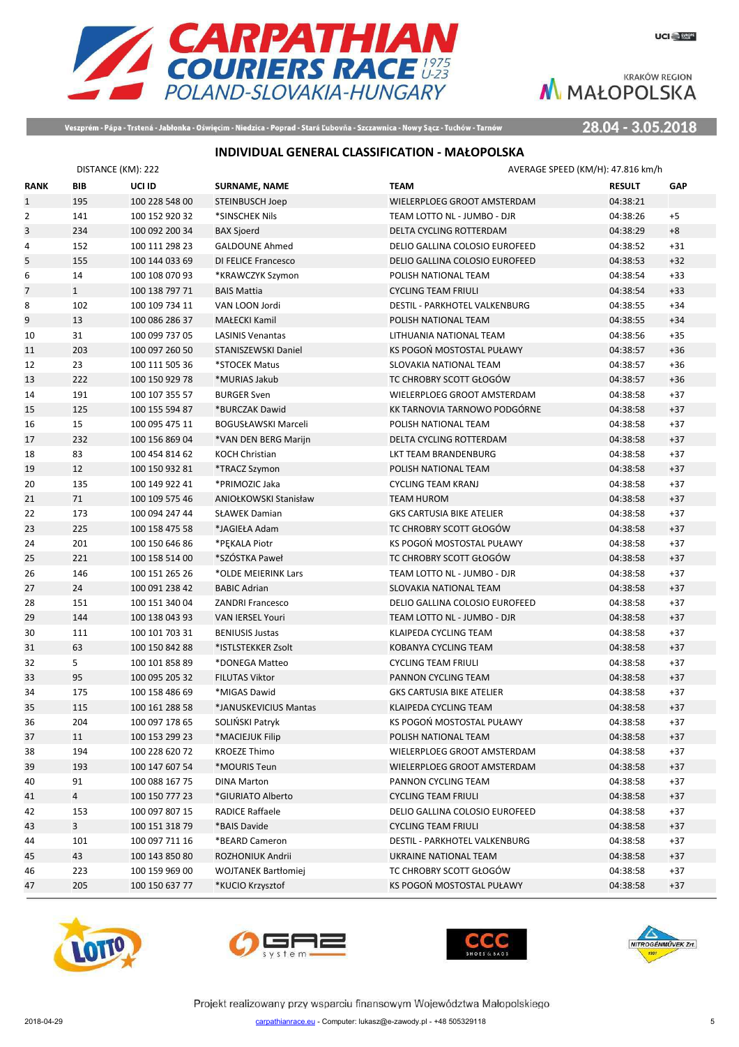# CARPATHIAN COURIERS RACE 1975 U-23

POLAND-SLOVAKIA-HUNGARY

Veszprém - Pápa - Trstená - Jabłonka - Oświęcim - Niedzica - Poprad - Stará Ľubovňa - Szczawnica - Nowy Sącz - Tuchów - Tarnów

28.04 - 3.05.2018

## INDIVIDUAL GENERAL CLASSIFICATION - MAŁOPOLSKA

DISTANCE (KM): 222

AVERAGE SPEED (KM/H): 47.816 km/h

| RANK | BIB | UCI ID | SURNAME, NAME | TEAM | RESULT | GAP |
|---|---|---|---|---|---|---|
| 1 | 195 | 100 228 548 00 | STEINBUSCH Joep | WIELERPLOEG GROOT AMSTERDAM | 04:38:21 | |
| 2 | 141 | 100 152 920 32 | *SINSCHEK Nils | TEAM LOTTO NL - JUMBO - DJR | 04:38:26 | +5 |
| 3 | 234 | 100 092 200 34 | BAX Sjoerd | DELTA CYCLING ROTTERDAM | 04:38:29 | +8 |
| 4 | 152 | 100 111 298 23 | GALDOUNE Ahmed | DELIO GALLINA COLOSIO EUROFEED | 04:38:52 | +31 |
| 5 | 155 | 100 144 033 69 | DI FELICE Francesco | DELIO GALLINA COLOSIO EUROFEED | 04:38:53 | +32 |
| 6 | 14 | 100 108 070 93 | *KRAWCZYK Szymon | POLISH NATIONAL TEAM | 04:38:54 | +33 |
| 7 | 1 | 100 138 797 71 | BAIS Mattia | CYCLING TEAM FRIULI | 04:38:54 | +33 |
| 8 | 102 | 100 109 734 11 | VAN LOON Jordi | DESTIL - PARKHOTEL VALKENBURG | 04:38:55 | +34 |
| 9 | 13 | 100 086 286 37 | MAŁECKI Kamil | POLISH NATIONAL TEAM | 04:38:55 | +34 |
| 10 | 31 | 100 099 737 05 | LASINIS Venantas | LITHUANIA NATIONAL TEAM | 04:38:56 | +35 |
| 11 | 203 | 100 097 260 50 | STANISZEWSKI Daniel | KS POGOŃ MOSTOSTAL PUŁAWY | 04:38:57 | +36 |
| 12 | 23 | 100 111 505 36 | *STOCEK Matus | SLOVAKIA NATIONAL TEAM | 04:38:57 | +36 |
| 13 | 222 | 100 150 929 78 | *MURIAS Jakub | TC CHROBRY SCOTT GŁOGÓW | 04:38:57 | +36 |
| 14 | 191 | 100 107 355 57 | BURGER Sven | WIELERPLOEG GROOT AMSTERDAM | 04:38:58 | +37 |
| 15 | 125 | 100 155 594 87 | *BURCZAK Dawid | KK TARNOVIA TARNOWO PODGÓRNE | 04:38:58 | +37 |
| 16 | 15 | 100 095 475 11 | BOGUSŁAWSKI Marceli | POLISH NATIONAL TEAM | 04:38:58 | +37 |
| 17 | 232 | 100 156 869 04 | *VAN DEN BERG Marijn | DELTA CYCLING ROTTERDAM | 04:38:58 | +37 |
| 18 | 83 | 100 454 814 62 | KOCH Christian | LKT TEAM BRANDENBURG | 04:38:58 | +37 |
| 19 | 12 | 100 150 932 81 | *TRACZ Szymon | POLISH NATIONAL TEAM | 04:38:58 | +37 |
| 20 | 135 | 100 149 922 41 | *PRIMOZIC Jaka | CYCLING TEAM KRANJ | 04:38:58 | +37 |
| 21 | 71 | 100 109 575 46 | ANIOŁKOWSKI Stanisław | TEAM HUROM | 04:38:58 | +37 |
| 22 | 173 | 100 094 247 44 | SŁAWEK Damian | GKS CARTUSIA BIKE ATELIER | 04:38:58 | +37 |
| 23 | 225 | 100 158 475 58 | *JAGIEŁA Adam | TC CHROBRY SCOTT GŁOGÓW | 04:38:58 | +37 |
| 24 | 201 | 100 150 646 86 | *PĘKALA Piotr | KS POGOŃ MOSTOSTAL PUŁAWY | 04:38:58 | +37 |
| 25 | 221 | 100 158 514 00 | *SZÓSTKA Paweł | TC CHROBRY SCOTT GŁOGÓW | 04:38:58 | +37 |
| 26 | 146 | 100 151 265 26 | *OLDE MEIERINK Lars | TEAM LOTTO NL - JUMBO - DJR | 04:38:58 | +37 |
| 27 | 24 | 100 091 238 42 | BABIC Adrian | SLOVAKIA NATIONAL TEAM | 04:38:58 | +37 |
| 28 | 151 | 100 151 340 04 | ZANDRI Francesco | DELIO GALLINA COLOSIO EUROFEED | 04:38:58 | +37 |
| 29 | 144 | 100 138 043 93 | VAN IERSEL Youri | TEAM LOTTO NL - JUMBO - DJR | 04:38:58 | +37 |
| 30 | 111 | 100 101 703 31 | BENIUSIS Justas | KLAIPEDA CYCLING TEAM | 04:38:58 | +37 |
| 31 | 63 | 100 150 842 88 | *ISTLSTEKKER Zsolt | KOBANYA CYCLING TEAM | 04:38:58 | +37 |
| 32 | 5 | 100 101 858 89 | *DONEGA Matteo | CYCLING TEAM FRIULI | 04:38:58 | +37 |
| 33 | 95 | 100 095 205 32 | FILUTAS Viktor | PANNON CYCLING TEAM | 04:38:58 | +37 |
| 34 | 175 | 100 158 486 69 | *MIGAS Dawid | GKS CARTUSIA BIKE ATELIER | 04:38:58 | +37 |
| 35 | 115 | 100 161 288 58 | *JANUSKEVICIUS Mantas | KLAIPEDA CYCLING TEAM | 04:38:58 | +37 |
| 36 | 204 | 100 097 178 65 | SOLIŃSKI Patryk | KS POGOŃ MOSTOSTAL PUŁAWY | 04:38:58 | +37 |
| 37 | 11 | 100 153 299 23 | *MACIEJUK Filip | POLISH NATIONAL TEAM | 04:38:58 | +37 |
| 38 | 194 | 100 228 620 72 | KROEZE Thimo | WIELERPLOEG GROOT AMSTERDAM | 04:38:58 | +37 |
| 39 | 193 | 100 147 607 54 | *MOURIS Teun | WIELERPLOEG GROOT AMSTERDAM | 04:38:58 | +37 |
| 40 | 91 | 100 088 167 75 | DINA Marton | PANNON CYCLING TEAM | 04:38:58 | +37 |
| 41 | 4 | 100 150 777 23 | *GIURIATO Alberto | CYCLING TEAM FRIULI | 04:38:58 | +37 |
| 42 | 153 | 100 097 807 15 | RADICE Raffaele | DELIO GALLINA COLOSIO EUROFEED | 04:38:58 | +37 |
| 43 | 3 | 100 151 318 79 | *BAIS Davide | CYCLING TEAM FRIULI | 04:38:58 | +37 |
| 44 | 101 | 100 097 711 16 | *BEARD Cameron | DESTIL - PARKHOTEL VALKENBURG | 04:38:58 | +37 |
| 45 | 43 | 100 143 850 80 | ROZHONIUK Andrii | UKRAINE NATIONAL TEAM | 04:38:58 | +37 |
| 46 | 223 | 100 159 969 00 | WOJTANEK Bartłomiej | TC CHROBRY SCOTT GŁOGÓW | 04:38:58 | +37 |
| 47 | 205 | 100 150 637 77 | *KUCIO Krzysztof | KS POGOŃ MOSTOSTAL PUŁAWY | 04:38:58 | +37 |

Projekt realizowany przy wsparciu finansowym Województwa Małopolskiego

2018-04-29 — carpathianrace.eu - Computer: lukasz@e-zawody.pl - +48 505329118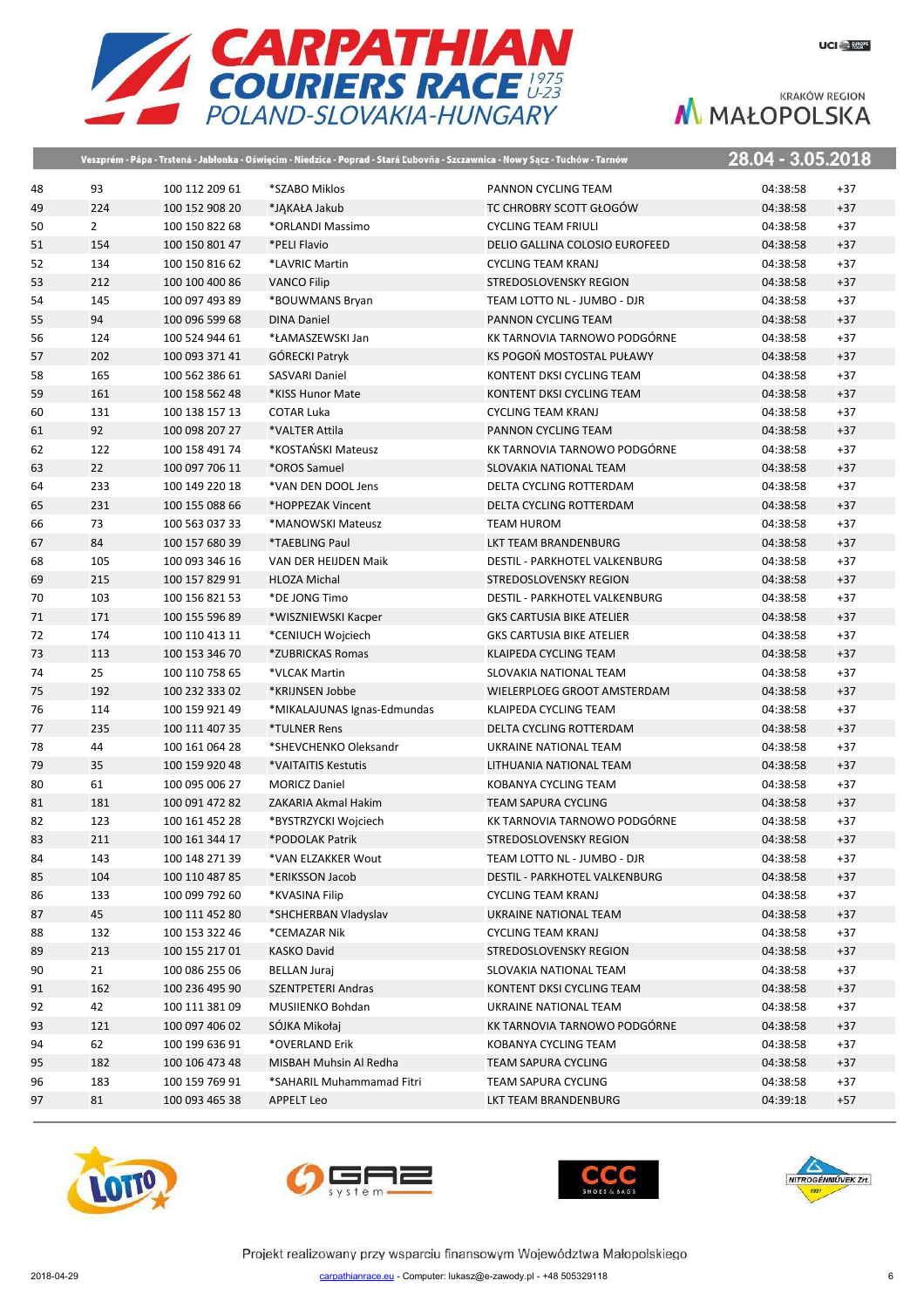Veszprém - Pápa - Trstená - Jabłonka - Oświęcim - Niedzica - Poprad - Stará Ľubovňa - Szczawnica - Nowy Sącz - Tuchów - Tarnów

28.04 - 3.05.2018

| | | | | | | |
|---|---|---|---|---|---|---|
| 48 | 93 | 100 112 209 61 | *SZABO Miklos | PANNON CYCLING TEAM | 04:38:58 | +37 |
| 49 | 224 | 100 152 908 20 | *JĄKAŁA Jakub | TC CHROBRY SCOTT GŁOGÓW | 04:38:58 | +37 |
| 50 | 2 | 100 150 822 68 | *ORLANDI Massimo | CYCLING TEAM FRIULI | 04:38:58 | +37 |
| 51 | 154 | 100 150 801 47 | *PELI Flavio | DELIO GALLINA COLOSIO EUROFEED | 04:38:58 | +37 |
| 52 | 134 | 100 150 816 62 | *LAVRIC Martin | CYCLING TEAM KRANJ | 04:38:58 | +37 |
| 53 | 212 | 100 100 400 86 | VANCO Filip | STREDOSLOVENSKY REGION | 04:38:58 | +37 |
| 54 | 145 | 100 097 493 89 | *BOUWMANS Bryan | TEAM LOTTO NL - JUMBO - DJR | 04:38:58 | +37 |
| 55 | 94 | 100 096 599 68 | DINA Daniel | PANNON CYCLING TEAM | 04:38:58 | +37 |
| 56 | 124 | 100 524 944 61 | *ŁAMASZEWSKI Jan | KK TARNOVIA TARNOWO PODGÓRNE | 04:38:58 | +37 |
| 57 | 202 | 100 093 371 41 | GÓRECKI Patryk | KS POGOŃ MOSTOSTAL PUŁAWY | 04:38:58 | +37 |
| 58 | 165 | 100 562 386 61 | SASVARI Daniel | KONTENT DKSI CYCLING TEAM | 04:38:58 | +37 |
| 59 | 161 | 100 158 562 48 | *KISS Hunor Mate | KONTENT DKSI CYCLING TEAM | 04:38:58 | +37 |
| 60 | 131 | 100 138 157 13 | COTAR Luka | CYCLING TEAM KRANJ | 04:38:58 | +37 |
| 61 | 92 | 100 098 207 27 | *VALTER Attila | PANNON CYCLING TEAM | 04:38:58 | +37 |
| 62 | 122 | 100 158 491 74 | *KOSTAŃSKI Mateusz | KK TARNOVIA TARNOWO PODGÓRNE | 04:38:58 | +37 |
| 63 | 22 | 100 097 706 11 | *OROS Samuel | SLOVAKIA NATIONAL TEAM | 04:38:58 | +37 |
| 64 | 233 | 100 149 220 18 | *VAN DEN DOOL Jens | DELTA CYCLING ROTTERDAM | 04:38:58 | +37 |
| 65 | 231 | 100 155 088 66 | *HOPPEZAK Vincent | DELTA CYCLING ROTTERDAM | 04:38:58 | +37 |
| 66 | 73 | 100 563 037 33 | *MANOWSKI Mateusz | TEAM HUROM | 04:38:58 | +37 |
| 67 | 84 | 100 157 680 39 | *TAEBLING Paul | LKT TEAM BRANDENBURG | 04:38:58 | +37 |
| 68 | 105 | 100 093 346 16 | VAN DER HEIJDEN Maik | DESTIL - PARKHOTEL VALKENBURG | 04:38:58 | +37 |
| 69 | 215 | 100 157 829 91 | HLOZA Michal | STREDOSLOVENSKY REGION | 04:38:58 | +37 |
| 70 | 103 | 100 156 821 53 | *DE JONG Timo | DESTIL - PARKHOTEL VALKENBURG | 04:38:58 | +37 |
| 71 | 171 | 100 155 596 89 | *WISZNIEWSKI Kacper | GKS CARTUSIA BIKE ATELIER | 04:38:58 | +37 |
| 72 | 174 | 100 110 413 11 | *CENIUCH Wojciech | GKS CARTUSIA BIKE ATELIER | 04:38:58 | +37 |
| 73 | 113 | 100 153 346 70 | *ZUBRICKAS Romas | KLAIPEDA CYCLING TEAM | 04:38:58 | +37 |
| 74 | 25 | 100 110 758 65 | *VLCAK Martin | SLOVAKIA NATIONAL TEAM | 04:38:58 | +37 |
| 75 | 192 | 100 232 333 02 | *KRIJNSEN Jobbe | WIELERPLOEG GROOT AMSTERDAM | 04:38:58 | +37 |
| 76 | 114 | 100 159 921 49 | *MIKALAJUNAS Ignas-Edmundas | KLAIPEDA CYCLING TEAM | 04:38:58 | +37 |
| 77 | 235 | 100 111 407 35 | *TULNER Rens | DELTA CYCLING ROTTERDAM | 04:38:58 | +37 |
| 78 | 44 | 100 161 064 28 | *SHEVCHENKO Oleksandr | UKRAINE NATIONAL TEAM | 04:38:58 | +37 |
| 79 | 35 | 100 159 920 48 | *VAITAITIS Kestutis | LITHUANIA NATIONAL TEAM | 04:38:58 | +37 |
| 80 | 61 | 100 095 006 27 | MORICZ Daniel | KOBANYA CYCLING TEAM | 04:38:58 | +37 |
| 81 | 181 | 100 091 472 82 | ZAKARIA Akmal Hakim | TEAM SAPURA CYCLING | 04:38:58 | +37 |
| 82 | 123 | 100 161 452 28 | *BYSTRZYCKI Wojciech | KK TARNOVIA TARNOWO PODGÓRNE | 04:38:58 | +37 |
| 83 | 211 | 100 161 344 17 | *PODOLAK Patrik | STREDOSLOVENSKY REGION | 04:38:58 | +37 |
| 84 | 143 | 100 148 271 39 | *VAN ELZAKKER Wout | TEAM LOTTO NL - JUMBO - DJR | 04:38:58 | +37 |
| 85 | 104 | 100 110 487 85 | *ERIKSSON Jacob | DESTIL - PARKHOTEL VALKENBURG | 04:38:58 | +37 |
| 86 | 133 | 100 099 792 60 | *KVASINA Filip | CYCLING TEAM KRANJ | 04:38:58 | +37 |
| 87 | 45 | 100 111 452 80 | *SHCHERBAN Vladyslav | UKRAINE NATIONAL TEAM | 04:38:58 | +37 |
| 88 | 132 | 100 153 322 46 | *CEMAZAR Nik | CYCLING TEAM KRANJ | 04:38:58 | +37 |
| 89 | 213 | 100 155 217 01 | KASKO David | STREDOSLOVENSKY REGION | 04:38:58 | +37 |
| 90 | 21 | 100 086 255 06 | BELLAN Juraj | SLOVAKIA NATIONAL TEAM | 04:38:58 | +37 |
| 91 | 162 | 100 236 495 90 | SZENTPETERI Andras | KONTENT DKSI CYCLING TEAM | 04:38:58 | +37 |
| 92 | 42 | 100 111 381 09 | MUSIIENKO Bohdan | UKRAINE NATIONAL TEAM | 04:38:58 | +37 |
| 93 | 121 | 100 097 406 02 | SÓJKA Mikołaj | KK TARNOVIA TARNOWO PODGÓRNE | 04:38:58 | +37 |
| 94 | 62 | 100 199 636 91 | *OVERLAND Erik | KOBANYA CYCLING TEAM | 04:38:58 | +37 |
| 95 | 182 | 100 106 473 48 | MISBAH Muhsin Al Redha | TEAM SAPURA CYCLING | 04:38:58 | +37 |
| 96 | 183 | 100 159 769 91 | *SAHARIL Muhammamad Fitri | TEAM SAPURA CYCLING | 04:38:58 | +37 |
| 97 | 81 | 100 093 465 38 | APPELT Leo | LKT TEAM BRANDENBURG | 04:39:18 | +57 |

Projekt realizowany przy wsparciu finansowym Województwa Małopolskiego

2018-04-29 carpathianrace.eu - Computer: lukasz@e-zawody.pl - +48 505329118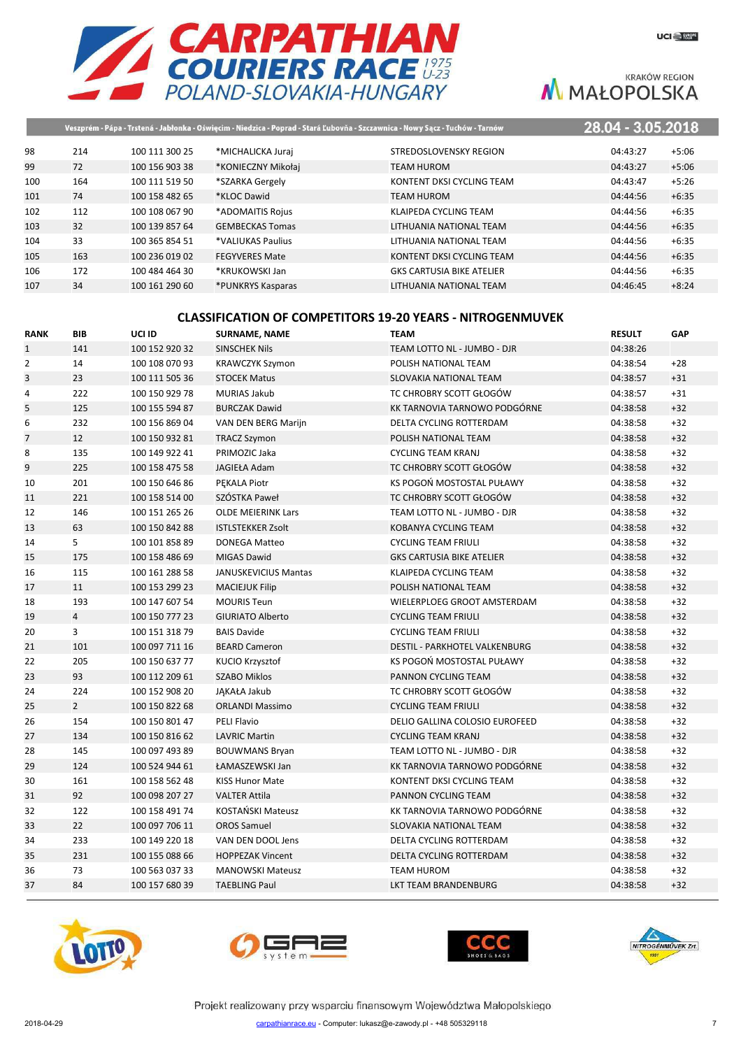| RANK | BIB | UCI ID | SURNAME, NAME | TEAM | RESULT | GAP |
|---|---|---|---|---|---|---|
| 98 | 214 | 100 111 300 25 | *MICHALICKA Juraj | STREDOSLOVENSKY REGION | 04:43:27 | +5:06 |
| 99 | 72 | 100 156 903 38 | *KONIECZNY Mikołaj | TEAM HUROM | 04:43:27 | +5:06 |
| 100 | 164 | 100 111 519 50 | *SZARKA Gergely | KONTENT DKSI CYCLING TEAM | 04:43:47 | +5:26 |
| 101 | 74 | 100 158 482 65 | *KLOC Dawid | TEAM HUROM | 04:44:56 | +6:35 |
| 102 | 112 | 100 108 067 90 | *ADOMAITIS Rojus | KLAIPEDA CYCLING TEAM | 04:44:56 | +6:35 |
| 103 | 32 | 100 139 857 64 | GEMBECKAS Tomas | LITHUANIA NATIONAL TEAM | 04:44:56 | +6:35 |
| 104 | 33 | 100 365 854 51 | *VALIUKAS Paulius | LITHUANIA NATIONAL TEAM | 04:44:56 | +6:35 |
| 105 | 163 | 100 236 019 02 | FEGYVERES Mate | KONTENT DKSI CYCLING TEAM | 04:44:56 | +6:35 |
| 106 | 172 | 100 484 464 30 | *KRUKOWSKI Jan | GKS CARTUSIA BIKE ATELIER | 04:44:56 | +6:35 |
| 107 | 34 | 100 161 290 60 | *PUNKRYS Kasparas | LITHUANIA NATIONAL TEAM | 04:46:45 | +8:24 |

## CLASSIFICATION OF COMPETITORS 19-20 YEARS - NITROGENMUVEK

| RANK | BIB | UCI ID | SURNAME, NAME | TEAM | RESULT | GAP |
|---|---|---|---|---|---|---|
| 1 | 141 | 100 152 920 32 | SINSCHEK Nils | TEAM LOTTO NL - JUMBO - DJR | 04:38:26 | |
| 2 | 14 | 100 108 070 93 | KRAWCZYK Szymon | POLISH NATIONAL TEAM | 04:38:54 | +28 |
| 3 | 23 | 100 111 505 36 | STOCEK Matus | SLOVAKIA NATIONAL TEAM | 04:38:57 | +31 |
| 4 | 222 | 100 150 929 78 | MURIAS Jakub | TC CHROBRY SCOTT GŁOGÓW | 04:38:57 | +31 |
| 5 | 125 | 100 155 594 87 | BURCZAK Dawid | KK TARNOVIA TARNOWO PODGÓRNE | 04:38:58 | +32 |
| 6 | 232 | 100 156 869 04 | VAN DEN BERG Marijn | DELTA CYCLING ROTTERDAM | 04:38:58 | +32 |
| 7 | 12 | 100 150 932 81 | TRACZ Szymon | POLISH NATIONAL TEAM | 04:38:58 | +32 |
| 8 | 135 | 100 149 922 41 | PRIMOZIC Jaka | CYCLING TEAM KRANJ | 04:38:58 | +32 |
| 9 | 225 | 100 158 475 58 | JAGIEŁA Adam | TC CHROBRY SCOTT GŁOGÓW | 04:38:58 | +32 |
| 10 | 201 | 100 150 646 86 | PĘKALA Piotr | KS POGOŃ MOSTOSTAL PUŁAWY | 04:38:58 | +32 |
| 11 | 221 | 100 158 514 00 | SZÓSTKA Paweł | TC CHROBRY SCOTT GŁOGÓW | 04:38:58 | +32 |
| 12 | 146 | 100 151 265 26 | OLDE MEIERINK Lars | TEAM LOTTO NL - JUMBO - DJR | 04:38:58 | +32 |
| 13 | 63 | 100 150 842 88 | ISTLSTEKKER Zsolt | KOBANYA CYCLING TEAM | 04:38:58 | +32 |
| 14 | 5 | 100 101 858 89 | DONEGA Matteo | CYCLING TEAM FRIULI | 04:38:58 | +32 |
| 15 | 175 | 100 158 486 69 | MIGAS Dawid | GKS CARTUSIA BIKE ATELIER | 04:38:58 | +32 |
| 16 | 115 | 100 161 288 58 | JANUSKEVICIUS Mantas | KLAIPEDA CYCLING TEAM | 04:38:58 | +32 |
| 17 | 11 | 100 153 299 23 | MACIEJUK Filip | POLISH NATIONAL TEAM | 04:38:58 | +32 |
| 18 | 193 | 100 147 607 54 | MOURIS Teun | WIELERPLOEG GROOT AMSTERDAM | 04:38:58 | +32 |
| 19 | 4 | 100 150 777 23 | GIURIATO Alberto | CYCLING TEAM FRIULI | 04:38:58 | +32 |
| 20 | 3 | 100 151 318 79 | BAIS Davide | CYCLING TEAM FRIULI | 04:38:58 | +32 |
| 21 | 101 | 100 097 711 16 | BEARD Cameron | DESTIL - PARKHOTEL VALKENBURG | 04:38:58 | +32 |
| 22 | 205 | 100 150 637 77 | KUCIO Krzysztof | KS POGOŃ MOSTOSTAL PUŁAWY | 04:38:58 | +32 |
| 23 | 93 | 100 112 209 61 | SZABO Miklos | PANNON CYCLING TEAM | 04:38:58 | +32 |
| 24 | 224 | 100 152 908 20 | JĄKAŁA Jakub | TC CHROBRY SCOTT GŁOGÓW | 04:38:58 | +32 |
| 25 | 2 | 100 150 822 68 | ORLANDI Massimo | CYCLING TEAM FRIULI | 04:38:58 | +32 |
| 26 | 154 | 100 150 801 47 | PELI Flavio | DELIO GALLINA COLOSIO EUROFEED | 04:38:58 | +32 |
| 27 | 134 | 100 150 816 62 | LAVRIC Martin | CYCLING TEAM KRANJ | 04:38:58 | +32 |
| 28 | 145 | 100 097 493 89 | BOUWMANS Bryan | TEAM LOTTO NL - JUMBO - DJR | 04:38:58 | +32 |
| 29 | 124 | 100 524 944 61 | ŁAMASZEWSKI Jan | KK TARNOVIA TARNOWO PODGÓRNE | 04:38:58 | +32 |
| 30 | 161 | 100 158 562 48 | KISS Hunor Mate | KONTENT DKSI CYCLING TEAM | 04:38:58 | +32 |
| 31 | 92 | 100 098 207 27 | VALTER Attila | PANNON CYCLING TEAM | 04:38:58 | +32 |
| 32 | 122 | 100 158 491 74 | KOSTAŃSKI Mateusz | KK TARNOVIA TARNOWO PODGÓRNE | 04:38:58 | +32 |
| 33 | 22 | 100 097 706 11 | OROS Samuel | SLOVAKIA NATIONAL TEAM | 04:38:58 | +32 |
| 34 | 233 | 100 149 220 18 | VAN DEN DOOL Jens | DELTA CYCLING ROTTERDAM | 04:38:58 | +32 |
| 35 | 231 | 100 155 088 66 | HOPPEZAK Vincent | DELTA CYCLING ROTTERDAM | 04:38:58 | +32 |
| 36 | 73 | 100 563 037 33 | MANOWSKI Mateusz | TEAM HUROM | 04:38:58 | +32 |
| 37 | 84 | 100 157 680 39 | TAEBLING Paul | LKT TEAM BRANDENBURG | 04:38:58 | +32 |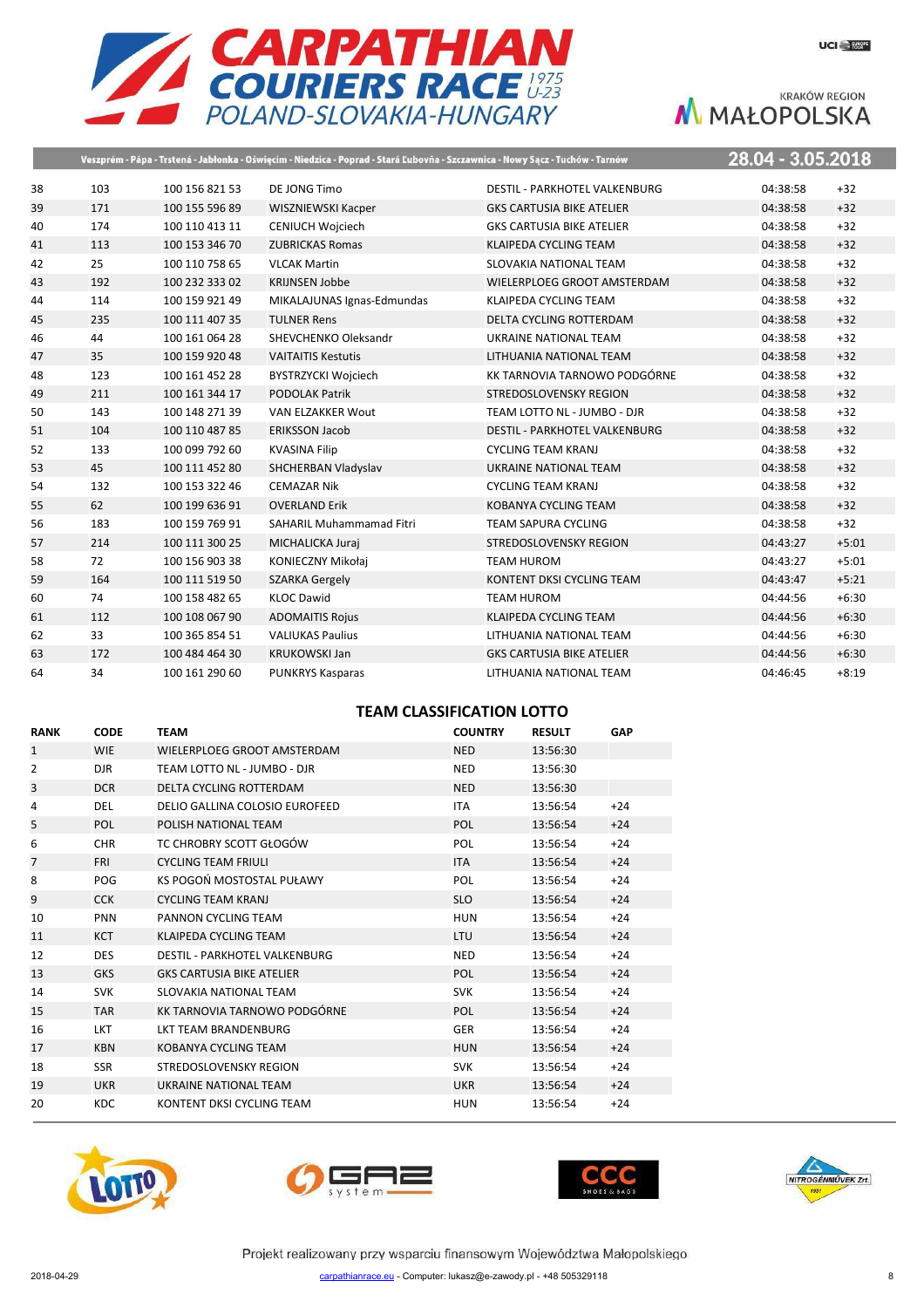| | | | | | | |
|---|---|---|---|---|---|---|
| 38 | 103 | 100 156 821 53 | DE JONG Timo | DESTIL - PARKHOTEL VALKENBURG | 04:38:58 | +32 |
| 39 | 171 | 100 155 596 89 | WISZNIEWSKI Kacper | GKS CARTUSIA BIKE ATELIER | 04:38:58 | +32 |
| 40 | 174 | 100 110 413 11 | CENIUCH Wojciech | GKS CARTUSIA BIKE ATELIER | 04:38:58 | +32 |
| 41 | 113 | 100 153 346 70 | ZUBRICKAS Romas | KLAIPEDA CYCLING TEAM | 04:38:58 | +32 |
| 42 | 25 | 100 110 758 65 | VLCAK Martin | SLOVAKIA NATIONAL TEAM | 04:38:58 | +32 |
| 43 | 192 | 100 232 333 02 | KRIJNSEN Jobbe | WIELERPLOEG GROOT AMSTERDAM | 04:38:58 | +32 |
| 44 | 114 | 100 159 921 49 | MIKALAJUNAS Ignas-Edmundas | KLAIPEDA CYCLING TEAM | 04:38:58 | +32 |
| 45 | 235 | 100 111 407 35 | TULNER Rens | DELTA CYCLING ROTTERDAM | 04:38:58 | +32 |
| 46 | 44 | 100 161 064 28 | SHEVCHENKO Oleksandr | UKRAINE NATIONAL TEAM | 04:38:58 | +32 |
| 47 | 35 | 100 159 920 48 | VAITAITIS Kestutis | LITHUANIA NATIONAL TEAM | 04:38:58 | +32 |
| 48 | 123 | 100 161 452 28 | BYSTRZYCKI Wojciech | KK TARNOVIA TARNOWO PODGÓRNE | 04:38:58 | +32 |
| 49 | 211 | 100 161 344 17 | PODOLAK Patrik | STREDOSLOVENSKY REGION | 04:38:58 | +32 |
| 50 | 143 | 100 148 271 39 | VAN ELZAKKER Wout | TEAM LOTTO NL - JUMBO - DJR | 04:38:58 | +32 |
| 51 | 104 | 100 110 487 85 | ERIKSSON Jacob | DESTIL - PARKHOTEL VALKENBURG | 04:38:58 | +32 |
| 52 | 133 | 100 099 792 60 | KVASINA Filip | CYCLING TEAM KRANJ | 04:38:58 | +32 |
| 53 | 45 | 100 111 452 80 | SHCHERBAN Vladyslav | UKRAINE NATIONAL TEAM | 04:38:58 | +32 |
| 54 | 132 | 100 153 322 46 | CEMAZAR Nik | CYCLING TEAM KRANJ | 04:38:58 | +32 |
| 55 | 62 | 100 199 636 91 | OVERLAND Erik | KOBANYA CYCLING TEAM | 04:38:58 | +32 |
| 56 | 183 | 100 159 769 91 | SAHARIL Muhammamad Fitri | TEAM SAPURA CYCLING | 04:38:58 | +32 |
| 57 | 214 | 100 111 300 25 | MICHALICKA Juraj | STREDOSLOVENSKY REGION | 04:43:27 | +5:01 |
| 58 | 72 | 100 156 903 38 | KONIECZNY Mikołaj | TEAM HUROM | 04:43:27 | +5:01 |
| 59 | 164 | 100 111 519 50 | SZARKA Gergely | KONTENT DKSI CYCLING TEAM | 04:43:47 | +5:21 |
| 60 | 74 | 100 158 482 65 | KLOC Dawid | TEAM HUROM | 04:44:56 | +6:30 |
| 61 | 112 | 100 108 067 90 | ADOMAITIS Rojus | KLAIPEDA CYCLING TEAM | 04:44:56 | +6:30 |
| 62 | 33 | 100 365 854 51 | VALIUKAS Paulius | LITHUANIA NATIONAL TEAM | 04:44:56 | +6:30 |
| 63 | 172 | 100 484 464 30 | KRUKOWSKI Jan | GKS CARTUSIA BIKE ATELIER | 04:44:56 | +6:30 |
| 64 | 34 | 100 161 290 60 | PUNKRYS Kasparas | LITHUANIA NATIONAL TEAM | 04:46:45 | +8:19 |

## TEAM CLASSIFICATION LOTTO

| RANK | CODE | TEAM | COUNTRY | RESULT | GAP |
|---|---|---|---|---|---|
| 1 | WIE | WIELERPLOEG GROOT AMSTERDAM | NED | 13:56:30 | |
| 2 | DJR | TEAM LOTTO NL - JUMBO - DJR | NED | 13:56:30 | |
| 3 | DCR | DELTA CYCLING ROTTERDAM | NED | 13:56:30 | |
| 4 | DEL | DELIO GALLINA COLOSIO EUROFEED | ITA | 13:56:54 | +24 |
| 5 | POL | POLISH NATIONAL TEAM | POL | 13:56:54 | +24 |
| 6 | CHR | TC CHROBRY SCOTT GŁOGÓW | POL | 13:56:54 | +24 |
| 7 | FRI | CYCLING TEAM FRIULI | ITA | 13:56:54 | +24 |
| 8 | POG | KS POGOŃ MOSTOSTAL PUŁAWY | POL | 13:56:54 | +24 |
| 9 | CCK | CYCLING TEAM KRANJ | SLO | 13:56:54 | +24 |
| 10 | PNN | PANNON CYCLING TEAM | HUN | 13:56:54 | +24 |
| 11 | KCT | KLAIPEDA CYCLING TEAM | LTU | 13:56:54 | +24 |
| 12 | DES | DESTIL - PARKHOTEL VALKENBURG | NED | 13:56:54 | +24 |
| 13 | GKS | GKS CARTUSIA BIKE ATELIER | POL | 13:56:54 | +24 |
| 14 | SVK | SLOVAKIA NATIONAL TEAM | SVK | 13:56:54 | +24 |
| 15 | TAR | KK TARNOVIA TARNOWO PODGÓRNE | POL | 13:56:54 | +24 |
| 16 | LKT | LKT TEAM BRANDENBURG | GER | 13:56:54 | +24 |
| 17 | KBN | KOBANYA CYCLING TEAM | HUN | 13:56:54 | +24 |
| 18 | SSR | STREDOSLOVENSKY REGION | SVK | 13:56:54 | +24 |
| 19 | UKR | UKRAINE NATIONAL TEAM | UKR | 13:56:54 | +24 |
| 20 | KDC | KONTENT DKSI CYCLING TEAM | HUN | 13:56:54 | +24 |

Projekt realizowany przy wsparciu finansowym Województwa Małopolskiego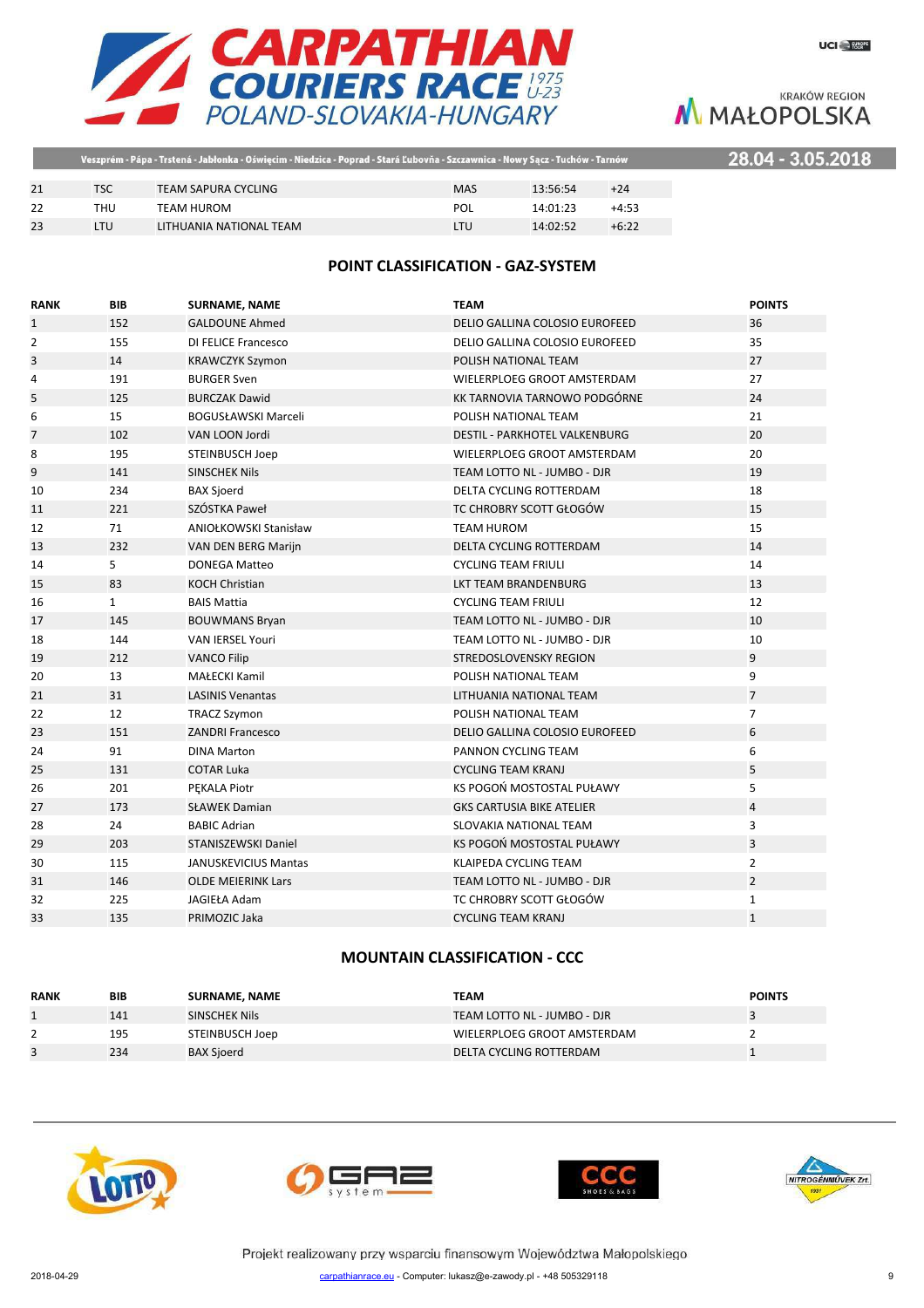| 21 | TSC | TEAM SAPURA CYCLING | MAS | 13:56:54 | +24 |
|---|---|---|---|---|---|
| 22 | THU | TEAM HUROM | POL | 14:01:23 | +4:53 |
| 23 | LTU | LITHUANIA NATIONAL TEAM | LTU | 14:02:52 | +6:22 |

## POINT CLASSIFICATION - GAZ-SYSTEM

| RANK | BIB | SURNAME, NAME | TEAM | POINTS |
|---|---|---|---|---|
| 1 | 152 | GALDOUNE Ahmed | DELIO GALLINA COLOSIO EUROFEED | 36 |
| 2 | 155 | DI FELICE Francesco | DELIO GALLINA COLOSIO EUROFEED | 35 |
| 3 | 14 | KRAWCZYK Szymon | POLISH NATIONAL TEAM | 27 |
| 4 | 191 | BURGER Sven | WIELERPLOEG GROOT AMSTERDAM | 27 |
| 5 | 125 | BURCZAK Dawid | KK TARNOVIA TARNOWO PODGÓRNE | 24 |
| 6 | 15 | BOGUSŁAWSKI Marceli | POLISH NATIONAL TEAM | 21 |
| 7 | 102 | VAN LOON Jordi | DESTIL - PARKHOTEL VALKENBURG | 20 |
| 8 | 195 | STEINBUSCH Joep | WIELERPLOEG GROOT AMSTERDAM | 20 |
| 9 | 141 | SINSCHEK Nils | TEAM LOTTO NL - JUMBO - DJR | 19 |
| 10 | 234 | BAX Sjoerd | DELTA CYCLING ROTTERDAM | 18 |
| 11 | 221 | SZÓSTKA Paweł | TC CHROBRY SCOTT GŁOGÓW | 15 |
| 12 | 71 | ANIOŁKOWSKI Stanisław | TEAM HUROM | 15 |
| 13 | 232 | VAN DEN BERG Marijn | DELTA CYCLING ROTTERDAM | 14 |
| 14 | 5 | DONEGA Matteo | CYCLING TEAM FRIULI | 14 |
| 15 | 83 | KOCH Christian | LKT TEAM BRANDENBURG | 13 |
| 16 | 1 | BAIS Mattia | CYCLING TEAM FRIULI | 12 |
| 17 | 145 | BOUWMANS Bryan | TEAM LOTTO NL - JUMBO - DJR | 10 |
| 18 | 144 | VAN IERSEL Youri | TEAM LOTTO NL - JUMBO - DJR | 10 |
| 19 | 212 | VANCO Filip | STREDOSLOVENSKY REGION | 9 |
| 20 | 13 | MAŁECKI Kamil | POLISH NATIONAL TEAM | 9 |
| 21 | 31 | LASINIS Venantas | LITHUANIA NATIONAL TEAM | 7 |
| 22 | 12 | TRACZ Szymon | POLISH NATIONAL TEAM | 7 |
| 23 | 151 | ZANDRI Francesco | DELIO GALLINA COLOSIO EUROFEED | 6 |
| 24 | 91 | DINA Marton | PANNON CYCLING TEAM | 6 |
| 25 | 131 | COTAR Luka | CYCLING TEAM KRANJ | 5 |
| 26 | 201 | PĘKALA Piotr | KS POGOŃ MOSTOSTAL PUŁAWY | 5 |
| 27 | 173 | SŁAWEK Damian | GKS CARTUSIA BIKE ATELIER | 4 |
| 28 | 24 | BABIC Adrian | SLOVAKIA NATIONAL TEAM | 3 |
| 29 | 203 | STANISZEWSKI Daniel | KS POGOŃ MOSTOSTAL PUŁAWY | 3 |
| 30 | 115 | JANUSKEVICIUS Mantas | KLAIPEDA CYCLING TEAM | 2 |
| 31 | 146 | OLDE MEIERINK Lars | TEAM LOTTO NL - JUMBO - DJR | 2 |
| 32 | 225 | JAGIEŁA Adam | TC CHROBRY SCOTT GŁOGÓW | 1 |
| 33 | 135 | PRIMOZIC Jaka | CYCLING TEAM KRANJ | 1 |

## MOUNTAIN CLASSIFICATION - CCC

| RANK | BIB | SURNAME, NAME | TEAM | POINTS |
|---|---|---|---|---|
| 1 | 141 | SINSCHEK Nils | TEAM LOTTO NL - JUMBO - DJR | 3 |
| 2 | 195 | STEINBUSCH Joep | WIELERPLOEG GROOT AMSTERDAM | 2 |
| 3 | 234 | BAX Sjoerd | DELTA CYCLING ROTTERDAM | 1 |

Projekt realizowany przy wsparciu finansowym Województwa Małopolskiego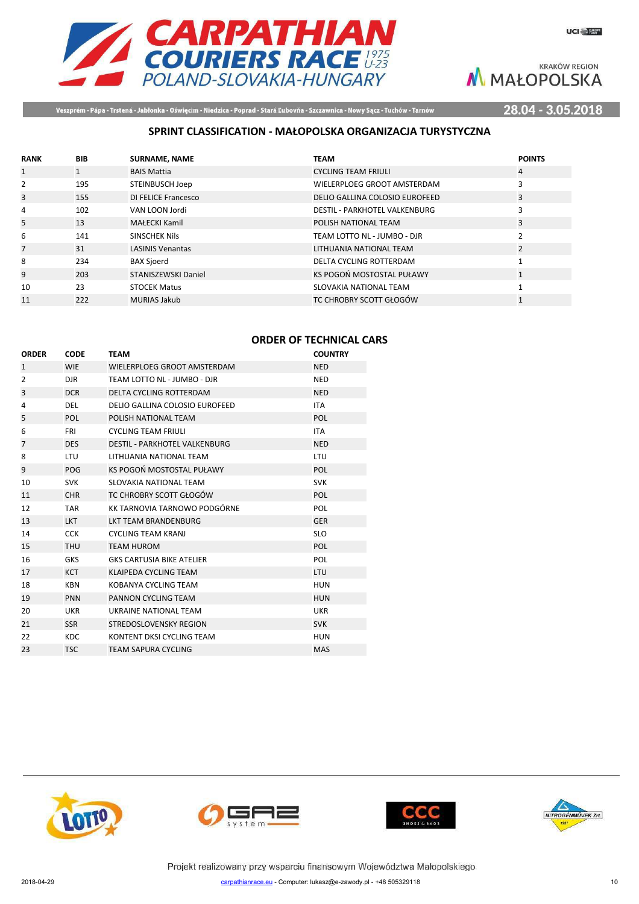## SPRINT CLASSIFICATION - MAŁOPOLSKA ORGANIZACJA TURYSTYCZNA

| RANK | BIB | SURNAME, NAME | TEAM | POINTS |
|---|---|---|---|---|
| 1 | 1 | BAIS Mattia | CYCLING TEAM FRIULI | 4 |
| 2 | 195 | STEINBUSCH Joep | WIELERPLOEG GROOT AMSTERDAM | 3 |
| 3 | 155 | DI FELICE Francesco | DELIO GALLINA COLOSIO EUROFEED | 3 |
| 4 | 102 | VAN LOON Jordi | DESTIL - PARKHOTEL VALKENBURG | 3 |
| 5 | 13 | MAŁECKI Kamil | POLISH NATIONAL TEAM | 3 |
| 6 | 141 | SINSCHEK Nils | TEAM LOTTO NL - JUMBO - DJR | 2 |
| 7 | 31 | LASINIS Venantas | LITHUANIA NATIONAL TEAM | 2 |
| 8 | 234 | BAX Sjoerd | DELTA CYCLING ROTTERDAM | 1 |
| 9 | 203 | STANISZEWSKI Daniel | KS POGOŃ MOSTOSTAL PUŁAWY | 1 |
| 10 | 23 | STOCEK Matus | SLOVAKIA NATIONAL TEAM | 1 |
| 11 | 222 | MURIAS Jakub | TC CHROBRY SCOTT GŁOGÓW | 1 |

## ORDER OF TECHNICAL CARS

| ORDER | CODE | TEAM | COUNTRY |
|---|---|---|---|
| 1 | WIE | WIELERPLOEG GROOT AMSTERDAM | NED |
| 2 | DJR | TEAM LOTTO NL - JUMBO - DJR | NED |
| 3 | DCR | DELTA CYCLING ROTTERDAM | NED |
| 4 | DEL | DELIO GALLINA COLOSIO EUROFEED | ITA |
| 5 | POL | POLISH NATIONAL TEAM | POL |
| 6 | FRI | CYCLING TEAM FRIULI | ITA |
| 7 | DES | DESTIL - PARKHOTEL VALKENBURG | NED |
| 8 | LTU | LITHUANIA NATIONAL TEAM | LTU |
| 9 | POG | KS POGOŃ MOSTOSTAL PUŁAWY | POL |
| 10 | SVK | SLOVAKIA NATIONAL TEAM | SVK |
| 11 | CHR | TC CHROBRY SCOTT GŁOGÓW | POL |
| 12 | TAR | KK TARNOVIA TARNOWO PODGÓRNE | POL |
| 13 | LKT | LKT TEAM BRANDENBURG | GER |
| 14 | CCK | CYCLING TEAM KRANJ | SLO |
| 15 | THU | TEAM HUROM | POL |
| 16 | GKS | GKS CARTUSIA BIKE ATELIER | POL |
| 17 | KCT | KLAIPEDA CYCLING TEAM | LTU |
| 18 | KBN | KOBANYA CYCLING TEAM | HUN |
| 19 | PNN | PANNON CYCLING TEAM | HUN |
| 20 | UKR | UKRAINE NATIONAL TEAM | UKR |
| 21 | SSR | STREDOSLOVENSKY REGION | SVK |
| 22 | KDC | KONTENT DKSI CYCLING TEAM | HUN |
| 23 | TSC | TEAM SAPURA CYCLING | MAS |

Projekt realizowany przy wsparciu finansowym Województwa Małopolskiego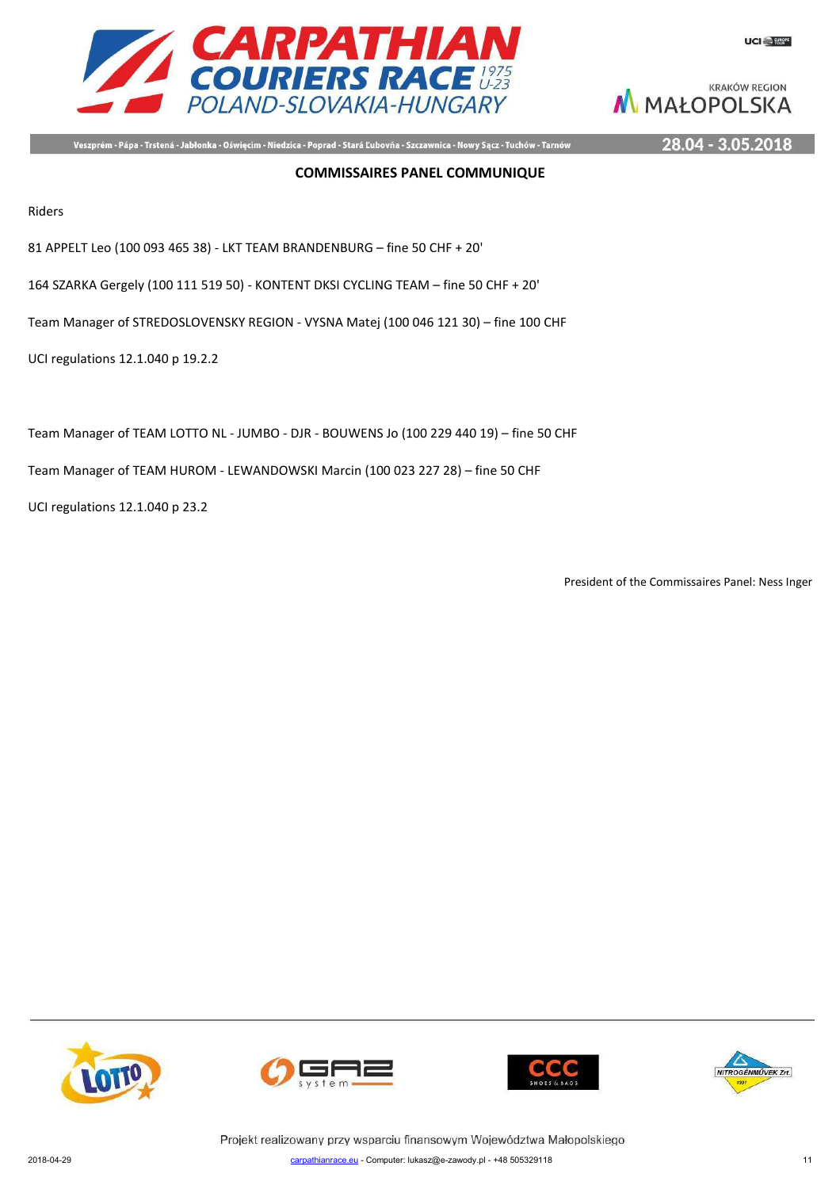## COMMISSAIRES PANEL COMMUNIQUE

Riders

81 APPELT Leo (100 093 465 38) - LKT TEAM BRANDENBURG – fine 50 CHF + 20'

164 SZARKA Gergely (100 111 519 50) - KONTENT DKSI CYCLING TEAM – fine 50 CHF + 20'

Team Manager of STREDOSLOVENSKY REGION - VYSNA Matej (100 046 121 30) – fine 100 CHF

UCI regulations 12.1.040 p 19.2.2

Team Manager of TEAM LOTTO NL - JUMBO - DJR - BOUWENS Jo (100 229 440 19) – fine 50 CHF

Team Manager of TEAM HUROM - LEWANDOWSKI Marcin (100 023 227 28) – fine 50 CHF

UCI regulations 12.1.040 p 23.2

President of the Commissaires Panel: Ness Inger

Projekt realizowany przy wsparciu finansowym Województwa Małopolskiego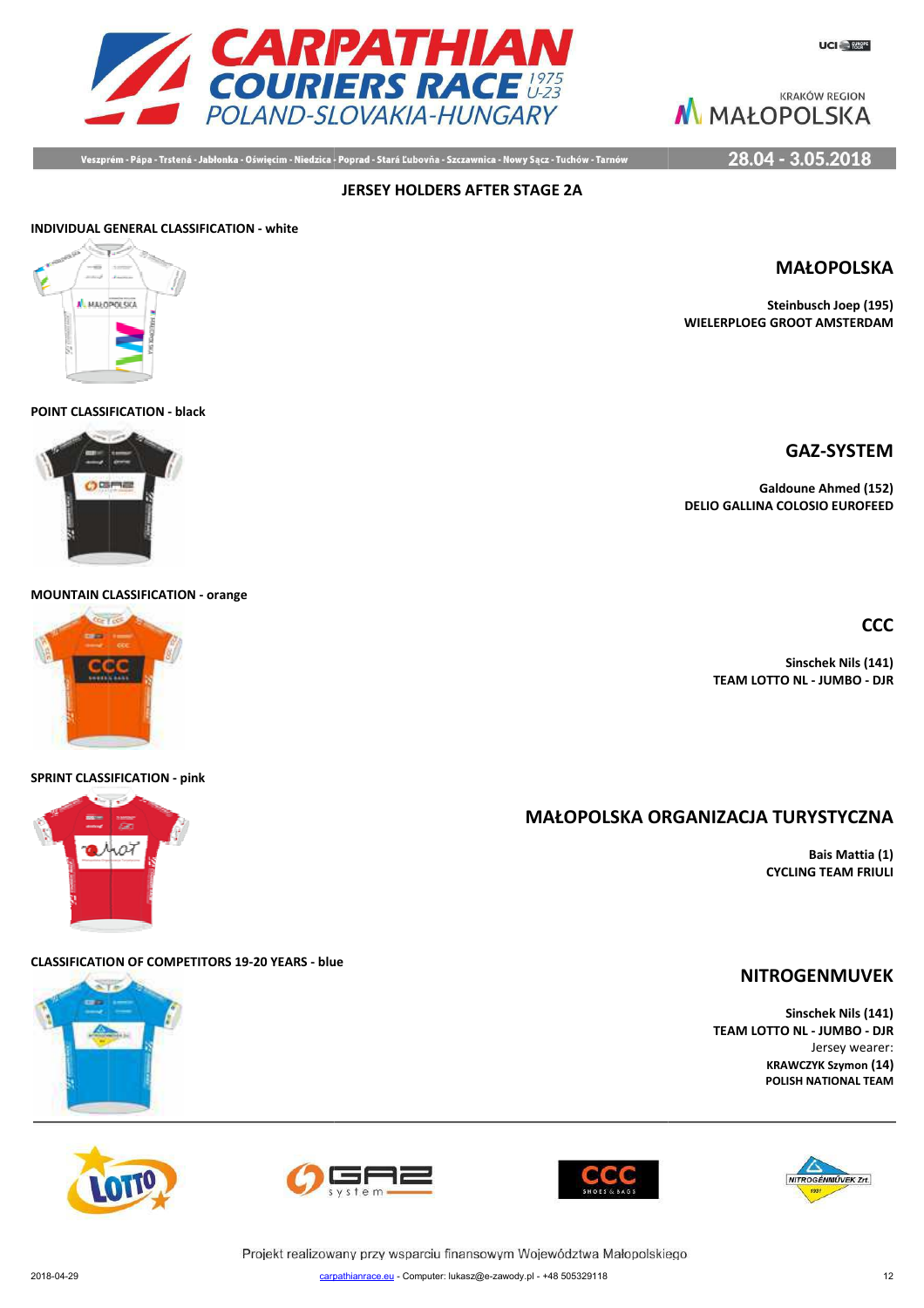## JERSEY HOLDERS AFTER STAGE 2A

**INDIVIDUAL GENERAL CLASSIFICATION - white**

### MAŁOPOLSKA

**Steinbusch Joep (195)**
**WIELERPLOEG GROOT AMSTERDAM**

**POINT CLASSIFICATION - black**

### GAZ-SYSTEM

**Galdoune Ahmed (152)**
**DELIO GALLINA COLOSIO EUROFEED**

**MOUNTAIN CLASSIFICATION - orange**

### CCC

**Sinschek Nils (141)**
**TEAM LOTTO NL - JUMBO - DJR**

**SPRINT CLASSIFICATION - pink**

### MAŁOPOLSKA ORGANIZACJA TURYSTYCZNA

**Bais Mattia (1)**
**CYCLING TEAM FRIULI**

**CLASSIFICATION OF COMPETITORS 19-20 YEARS - blue**

### NITROGENMUVEK

**Sinschek Nils (141)**
**TEAM LOTTO NL - JUMBO - DJR**
Jersey wearer:
**KRAWCZYK Szymon (14)**
**POLISH NATIONAL TEAM**

Projekt realizowany przy wsparciu finansowym Województwa Małopolskiego

2018-04-29 carpathianrace.eu - Computer: lukasz@e-zawody.pl - +48 505329118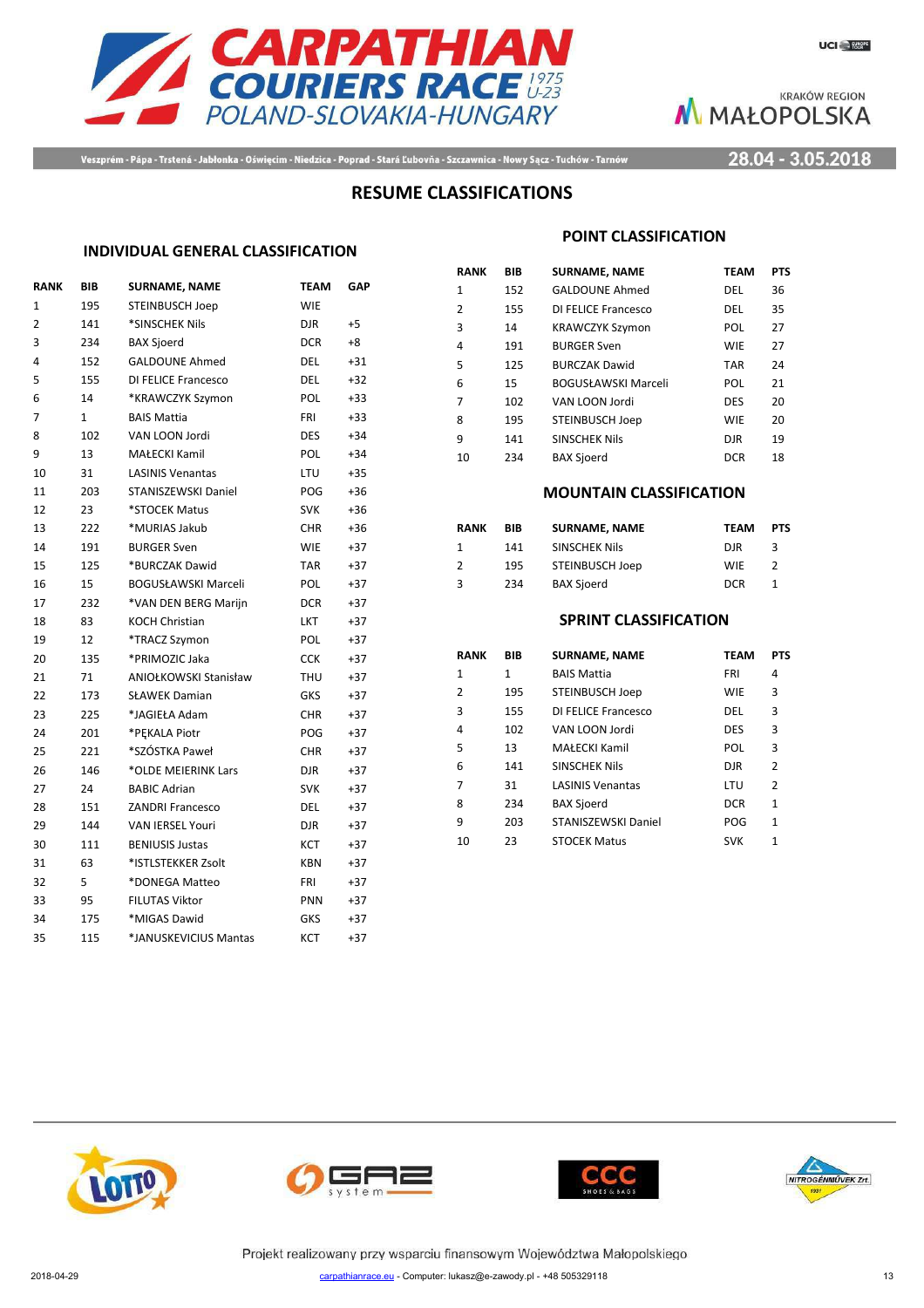# CARPATHIAN COURIERS RACE 1975 U-23
## POLAND-SLOVAKIA-HUNGARY

Veszprém - Pápa - Trstená - Jabłonka - Oświęcim - Niedzica - Poprad - Stará Ľubovňa - Szczawnica - Nowy Sącz - Tuchów - Tarnów

28.04 - 3.05.2018

## RESUME CLASSIFICATIONS

### INDIVIDUAL GENERAL CLASSIFICATION

| RANK | BIB | SURNAME, NAME | TEAM | GAP |
|---|---|---|---|---|
| 1 | 195 | STEINBUSCH Joep | WIE | |
| 2 | 141 | *SINSCHEK Nils | DJR | +5 |
| 3 | 234 | BAX Sjoerd | DCR | +8 |
| 4 | 152 | GALDOUNE Ahmed | DEL | +31 |
| 5 | 155 | DI FELICE Francesco | DEL | +32 |
| 6 | 14 | *KRAWCZYK Szymon | POL | +33 |
| 7 | 1 | BAIS Mattia | FRI | +33 |
| 8 | 102 | VAN LOON Jordi | DES | +34 |
| 9 | 13 | MAŁECKI Kamil | POL | +34 |
| 10 | 31 | LASINIS Venantas | LTU | +35 |
| 11 | 203 | STANISZEWSKI Daniel | POG | +36 |
| 12 | 23 | *STOCEK Matus | SVK | +36 |
| 13 | 222 | *MURIAS Jakub | CHR | +36 |
| 14 | 191 | BURGER Sven | WIE | +37 |
| 15 | 125 | *BURCZAK Dawid | TAR | +37 |
| 16 | 15 | BOGUSŁAWSKI Marceli | POL | +37 |
| 17 | 232 | *VAN DEN BERG Marijn | DCR | +37 |
| 18 | 83 | KOCH Christian | LKT | +37 |
| 19 | 12 | *TRACZ Szymon | POL | +37 |
| 20 | 135 | *PRIMOZIC Jaka | CCK | +37 |
| 21 | 71 | ANIOŁKOWSKI Stanisław | THU | +37 |
| 22 | 173 | SŁAWEK Damian | GKS | +37 |
| 23 | 225 | *JAGIEŁA Adam | CHR | +37 |
| 24 | 201 | *PĘKALA Piotr | POG | +37 |
| 25 | 221 | *SZÓSTKA Paweł | CHR | +37 |
| 26 | 146 | *OLDE MEIERINK Lars | DJR | +37 |
| 27 | 24 | BABIC Adrian | SVK | +37 |
| 28 | 151 | ZANDRI Francesco | DEL | +37 |
| 29 | 144 | VAN IERSEL Youri | DJR | +37 |
| 30 | 111 | BENIUSIS Justas | KCT | +37 |
| 31 | 63 | *ISTLSTEKKER Zsolt | KBN | +37 |
| 32 | 5 | *DONEGA Matteo | FRI | +37 |
| 33 | 95 | FILUTAS Viktor | PNN | +37 |
| 34 | 175 | *MIGAS Dawid | GKS | +37 |
| 35 | 115 | *JANUSKEVICIUS Mantas | KCT | +37 |

### POINT CLASSIFICATION

| RANK | BIB | SURNAME, NAME | TEAM | PTS |
|---|---|---|---|---|
| 1 | 152 | GALDOUNE Ahmed | DEL | 36 |
| 2 | 155 | DI FELICE Francesco | DEL | 35 |
| 3 | 14 | KRAWCZYK Szymon | POL | 27 |
| 4 | 191 | BURGER Sven | WIE | 27 |
| 5 | 125 | BURCZAK Dawid | TAR | 24 |
| 6 | 15 | BOGUSŁAWSKI Marceli | POL | 21 |
| 7 | 102 | VAN LOON Jordi | DES | 20 |
| 8 | 195 | STEINBUSCH Joep | WIE | 20 |
| 9 | 141 | SINSCHEK Nils | DJR | 19 |
| 10 | 234 | BAX Sjoerd | DCR | 18 |

### MOUNTAIN CLASSIFICATION

| RANK | BIB | SURNAME, NAME | TEAM | PTS |
|---|---|---|---|---|
| 1 | 141 | SINSCHEK Nils | DJR | 3 |
| 2 | 195 | STEINBUSCH Joep | WIE | 2 |
| 3 | 234 | BAX Sjoerd | DCR | 1 |

### SPRINT CLASSIFICATION

| RANK | BIB | SURNAME, NAME | TEAM | PTS |
|---|---|---|---|---|
| 1 | 1 | BAIS Mattia | FRI | 4 |
| 2 | 195 | STEINBUSCH Joep | WIE | 3 |
| 3 | 155 | DI FELICE Francesco | DEL | 3 |
| 4 | 102 | VAN LOON Jordi | DES | 3 |
| 5 | 13 | MAŁECKI Kamil | POL | 3 |
| 6 | 141 | SINSCHEK Nils | DJR | 2 |
| 7 | 31 | LASINIS Venantas | LTU | 2 |
| 8 | 234 | BAX Sjoerd | DCR | 1 |
| 9 | 203 | STANISZEWSKI Daniel | POG | 1 |
| 10 | 23 | STOCEK Matus | SVK | 1 |

Projekt realizowany przy wsparciu finansowym Województwa Małopolskiego

2018-04-29 carpathianrace.eu - Computer: lukasz@e-zawody.pl - +48 505329118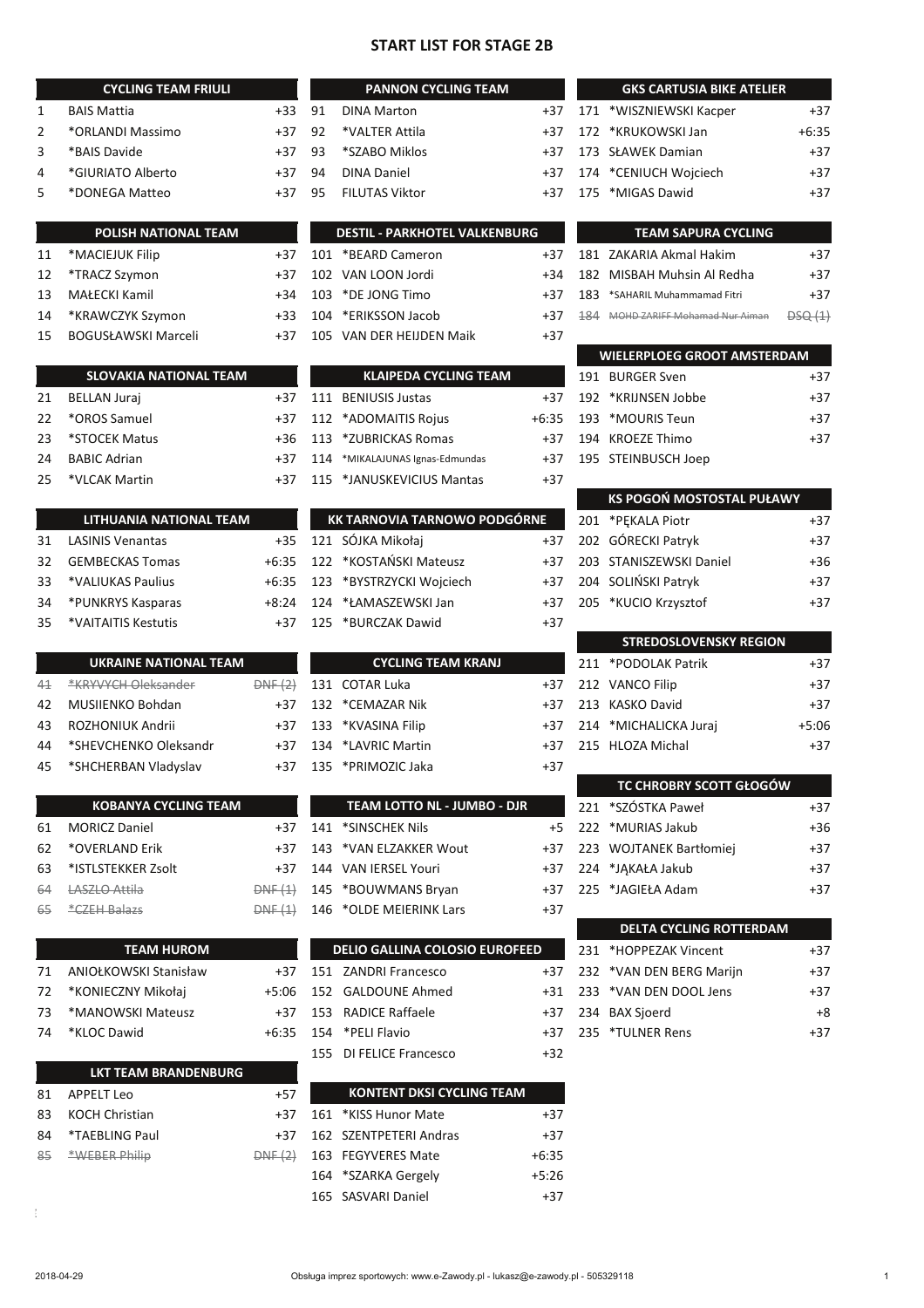# START LIST FOR STAGE 2B

| CYCLING TEAM FRIULI | | |
|---|---|---|
| 1 | BAIS Mattia | +33 |
| 2 | *ORLANDI Massimo | +37 |
| 3 | *BAIS Davide | +37 |
| 4 | *GIURIATO Alberto | +37 |
| 5 | *DONEGA Matteo | +37 |

| POLISH NATIONAL TEAM | | |
|---|---|---|
| 11 | *MACIEJUK Filip | +37 |
| 12 | *TRACZ Szymon | +37 |
| 13 | MAŁECKI Kamil | +34 |
| 14 | *KRAWCZYK Szymon | +33 |
| 15 | BOGUSŁAWSKI Marceli | +37 |

| SLOVAKIA NATIONAL TEAM | | |
|---|---|---|
| 21 | BELLAN Juraj | +37 |
| 22 | *OROS Samuel | +37 |
| 23 | *STOCEK Matus | +36 |
| 24 | BABIC Adrian | +37 |
| 25 | *VLCAK Martin | +37 |

| LITHUANIA NATIONAL TEAM | | |
|---|---|---|
| 31 | LASINIS Venantas | +35 |
| 32 | GEMBECKAS Tomas | +6:35 |
| 33 | *VALIUKAS Paulius | +6:35 |
| 34 | *PUNKRYS Kasparas | +8:24 |
| 35 | *VAITAITIS Kestutis | +37 |

| UKRAINE NATIONAL TEAM | | |
|---|---|---|
| ~~41~~ | ~~*KRYVYCH Oleksander~~ | ~~DNF (2)~~ |
| 42 | MUSIIENKO Bohdan | +37 |
| 43 | ROZHONIUK Andrii | +37 |
| 44 | *SHEVCHENKO Oleksandr | +37 |
| 45 | *SHCHERBAN Vladyslav | +37 |

| KOBANYA CYCLING TEAM | | |
|---|---|---|
| 61 | MORICZ Daniel | +37 |
| 62 | *OVERLAND Erik | +37 |
| 63 | *ISTLSTEKKER Zsolt | +37 |
| ~~64~~ | ~~LASZLO Attila~~ | ~~DNF (1)~~ |
| ~~65~~ | ~~*CZEH Balazs~~ | ~~DNF (1)~~ |

| TEAM HUROM | | |
|---|---|---|
| 71 | ANIOŁKOWSKI Stanisław | +37 |
| 72 | *KONIECZNY Mikołaj | +5:06 |
| 73 | *MANOWSKI Mateusz | +37 |
| 74 | *KLOC Dawid | +6:35 |

| LKT TEAM BRANDENBURG | | |
|---|---|---|
| 81 | APPELT Leo | +57 |
| 83 | KOCH Christian | +37 |
| 84 | *TAEBLING Paul | +37 |
| ~~85~~ | ~~*WEBER Philip~~ | ~~DNF (2)~~ |

| PANNON CYCLING TEAM | | |
|---|---|---|
| 91 | DINA Marton | +37 |
| 92 | *VALTER Attila | +37 |
| 93 | *SZABO Miklos | +37 |
| 94 | DINA Daniel | +37 |
| 95 | FILUTAS Viktor | +37 |

| DESTIL - PARKHOTEL VALKENBURG | | |
|---|---|---|
| 101 | *BEARD Cameron | +37 |
| 102 | VAN LOON Jordi | +34 |
| 103 | *DE JONG Timo | +37 |
| 104 | *ERIKSSON Jacob | +37 |
| 105 | VAN DER HEIJDEN Maik | +37 |

| KLAIPEDA CYCLING TEAM | | |
|---|---|---|
| 111 | BENIUSIS Justas | +37 |
| 112 | *ADOMAITIS Rojus | +6:35 |
| 113 | *ZUBRICKAS Romas | +37 |
| 114 | *MIKALAJUNAS Ignas-Edmundas | +37 |
| 115 | *JANUSKEVICIUS Mantas | +37 |

| KK TARNOVIA TARNOWO PODGÓRNE | | |
|---|---|---|
| 121 | SÓJKA Mikołaj | +37 |
| 122 | *KOSTAŃSKI Mateusz | +37 |
| 123 | *BYSTRZYCKI Wojciech | +37 |
| 124 | *ŁAMASZEWSKI Jan | +37 |
| 125 | *BURCZAK Dawid | +37 |

| CYCLING TEAM KRANJ | | |
|---|---|---|
| 131 | COTAR Luka | +37 |
| 132 | *CEMAZAR Nik | +37 |
| 133 | *KVASINA Filip | +37 |
| 134 | *LAVRIC Martin | +37 |
| 135 | *PRIMOZIC Jaka | +37 |

| TEAM LOTTO NL - JUMBO - DJR | | |
|---|---|---|
| 141 | *SINSCHEK Nils | +5 |
| 143 | *VAN ELZAKKER Wout | +37 |
| 144 | VAN IERSEL Youri | +37 |
| 145 | *BOUWMANS Bryan | +37 |
| 146 | *OLDE MEIERINK Lars | +37 |

| DELIO GALLINA COLOSIO EUROFEED | | |
|---|---|---|
| 151 | ZANDRI Francesco | +37 |
| 152 | GALDOUNE Ahmed | +31 |
| 153 | RADICE Raffaele | +37 |
| 154 | *PELI Flavio | +37 |
| 155 | DI FELICE Francesco | +32 |

| KONTENT DKSI CYCLING TEAM | | |
|---|---|---|
| 161 | *KISS Hunor Mate | +37 |
| 162 | SZENTPETERI Andras | +37 |
| 163 | FEGYVERES Mate | +6:35 |
| 164 | *SZARKA Gergely | +5:26 |
| 165 | SASVARI Daniel | +37 |

| GKS CARTUSIA BIKE ATELIER | | |
|---|---|---|
| 171 | *WISZNIEWSKI Kacper | +37 |
| 172 | *KRUKOWSKI Jan | +6:35 |
| 173 | SŁAWEK Damian | +37 |
| 174 | *CENIUCH Wojciech | +37 |
| 175 | *MIGAS Dawid | +37 |

| TEAM SAPURA CYCLING | | |
|---|---|---|
| 181 | ZAKARIA Akmal Hakim | +37 |
| 182 | MISBAH Muhsin Al Redha | +37 |
| 183 | *SAHARIL Muhammamad Fitri | +37 |
| ~~184~~ | ~~MOHD ZARIFF Mohamad Nur Aiman~~ | ~~DSQ (1)~~ |

| WIELERPLOEG GROOT AMSTERDAM | | |
|---|---|---|
| 191 | BURGER Sven | +37 |
| 192 | *KRIJNSEN Jobbe | +37 |
| 193 | *MOURIS Teun | +37 |
| 194 | KROEZE Thimo | +37 |
| 195 | STEINBUSCH Joep | |

| KS POGOŃ MOSTOSTAL PUŁAWY | | |
|---|---|---|
| 201 | *PĘKALA Piotr | +37 |
| 202 | GÓRECKI Patryk | +37 |
| 203 | STANISZEWSKI Daniel | +36 |
| 204 | SOLIŃSKI Patryk | +37 |
| 205 | *KUCIO Krzysztof | +37 |

| STREDOSLOVENSKY REGION | | |
|---|---|---|
| 211 | *PODOLAK Patrik | +37 |
| 212 | VANCO Filip | +37 |
| 213 | KASKO David | +37 |
| 214 | *MICHALICKA Juraj | +5:06 |
| 215 | HLOZA Michal | +37 |

| TC CHROBRY SCOTT GŁOGÓW | | |
|---|---|---|
| 221 | *SZÓSTKA Paweł | +37 |
| 222 | *MURIAS Jakub | +36 |
| 223 | WOJTANEK Bartłomiej | +37 |
| 224 | *JĄKAŁA Jakub | +37 |
| 225 | *JAGIEŁA Adam | +37 |

| DELTA CYCLING ROTTERDAM | | |
|---|---|---|
| 231 | *HOPPEZAK Vincent | +37 |
| 232 | *VAN DEN BERG Marijn | +37 |
| 233 | *VAN DEN DOOL Jens | +37 |
| 234 | BAX Sjoerd | +8 |
| 235 | *TULNER Rens | +37 |

2018-04-29 Obsługa imprez sportowych: www.e-Zawody.pl - lukasz@e-zawody.pl - 505329118